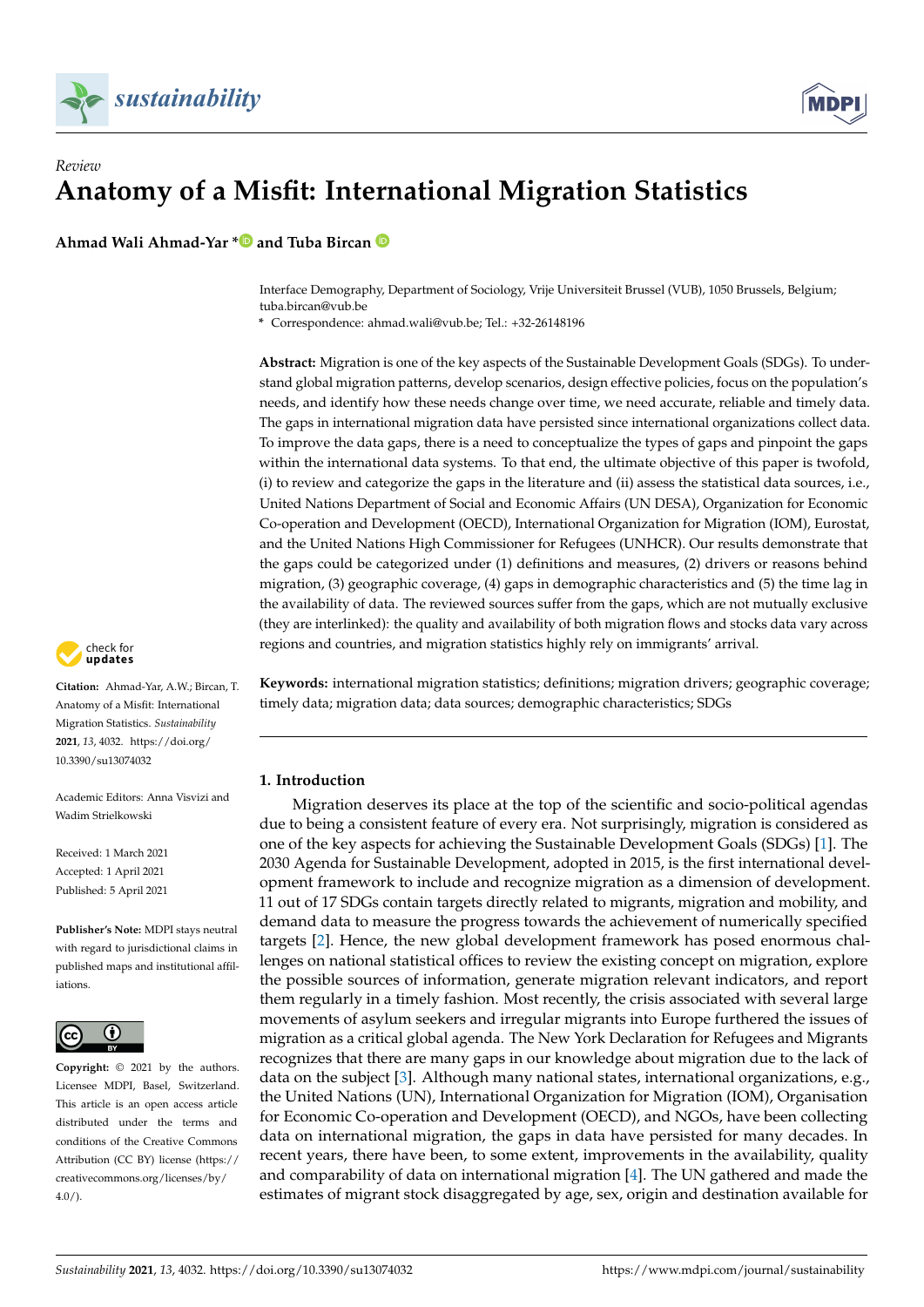*Review*

# Anatomy of a Misfit: International Migration Statistics

**Ahmad Wali Ahmad-Yar * and Tuba Bircan**

Interface Demography, Department of Sociology, Vrije Universiteit Brussel (VUB), 1050 Brussels, Belgium; tuba.bircan@vub.be

* Correspondence: ahmad.wali@vub.be; Tel.: +32-26148196

**Abstract:** Migration is one of the key aspects of the Sustainable Development Goals (SDGs). To understand global migration patterns, develop scenarios, design effective policies, focus on the population's needs, and identify how these needs change over time, we need accurate, reliable and timely data. The gaps in international migration data have persisted since international organizations collect data. To improve the data gaps, there is a need to conceptualize the types of gaps and pinpoint the gaps within the international data systems. To that end, the ultimate objective of this paper is twofold, (i) to review and categorize the gaps in the literature and (ii) assess the statistical data sources, i.e., United Nations Department of Social and Economic Affairs (UN DESA), Organization for Economic Co-operation and Development (OECD), International Organization for Migration (IOM), Eurostat, and the United Nations High Commissioner for Refugees (UNHCR). Our results demonstrate that the gaps could be categorized under (1) definitions and measures, (2) drivers or reasons behind migration, (3) geographic coverage, (4) gaps in demographic characteristics and (5) the time lag in the availability of data. The reviewed sources suffer from the gaps, which are not mutually exclusive (they are interlinked): the quality and availability of both migration flows and stocks data vary across regions and countries, and migration statistics highly rely on immigrants' arrival.

**Keywords:** international migration statistics; definitions; migration drivers; geographic coverage; timely data; migration data; data sources; demographic characteristics; SDGs

**Citation:** Ahmad-Yar, A.W.; Bircan, T. Anatomy of a Misfit: International Migration Statistics. *Sustainability* **2021**, *13*, 4032. https://doi.org/10.3390/su13074032

Academic Editors: Anna Visvizi and Wadim Strielkowski

Received: 1 March 2021
Accepted: 1 April 2021
Published: 5 April 2021

**Publisher's Note:** MDPI stays neutral with regard to jurisdictional claims in published maps and institutional affiliations.

**Copyright:** © 2021 by the authors. Licensee MDPI, Basel, Switzerland. This article is an open access article distributed under the terms and conditions of the Creative Commons Attribution (CC BY) license (https://creativecommons.org/licenses/by/4.0/).

## 1. Introduction

Migration deserves its place at the top of the scientific and socio-political agendas due to being a consistent feature of every era. Not surprisingly, migration is considered as one of the key aspects for achieving the Sustainable Development Goals (SDGs) [1]. The 2030 Agenda for Sustainable Development, adopted in 2015, is the first international development framework to include and recognize migration as a dimension of development. 11 out of 17 SDGs contain targets directly related to migrants, migration and mobility, and demand data to measure the progress towards the achievement of numerically specified targets [2]. Hence, the new global development framework has posed enormous challenges on national statistical offices to review the existing concept on migration, explore the possible sources of information, generate migration relevant indicators, and report them regularly in a timely fashion. Most recently, the crisis associated with several large movements of asylum seekers and irregular migrants into Europe furthered the issues of migration as a critical global agenda. The New York Declaration for Refugees and Migrants recognizes that there are many gaps in our knowledge about migration due to the lack of data on the subject [3]. Although many national states, international organizations, e.g., the United Nations (UN), International Organization for Migration (IOM), Organisation for Economic Co-operation and Development (OECD), and NGOs, have been collecting data on international migration, the gaps in data have persisted for many decades. In recent years, there have been, to some extent, improvements in the availability, quality and comparability of data on international migration [4]. The UN gathered and made the estimates of migrant stock disaggregated by age, sex, origin and destination available for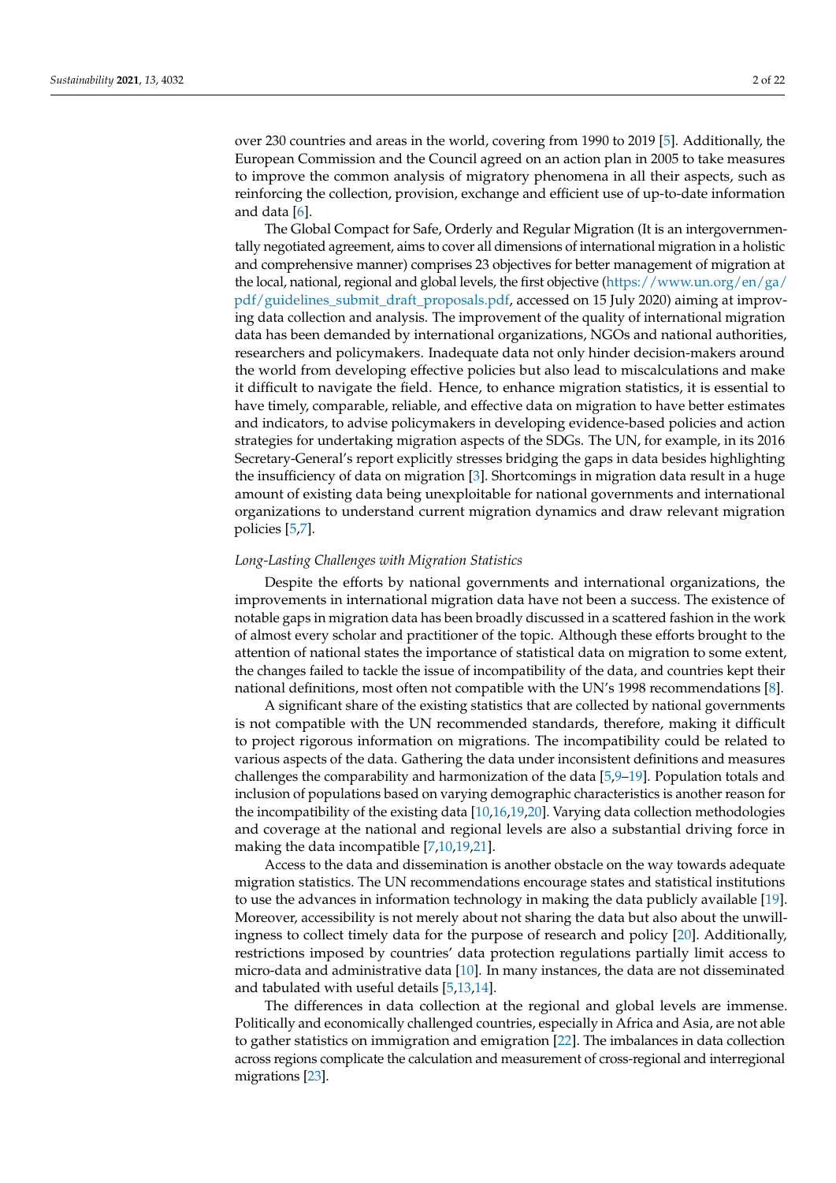over 230 countries and areas in the world, covering from 1990 to 2019 [5]. Additionally, the European Commission and the Council agreed on an action plan in 2005 to take measures to improve the common analysis of migratory phenomena in all their aspects, such as reinforcing the collection, provision, exchange and efficient use of up-to-date information and data [6].

The Global Compact for Safe, Orderly and Regular Migration (It is an intergovernmentally negotiated agreement, aims to cover all dimensions of international migration in a holistic and comprehensive manner) comprises 23 objectives for better management of migration at the local, national, regional and global levels, the first objective (https://www.un.org/en/ga/pdf/guidelines_submit_draft_proposals.pdf, accessed on 15 July 2020) aiming at improving data collection and analysis. The improvement of the quality of international migration data has been demanded by international organizations, NGOs and national authorities, researchers and policymakers. Inadequate data not only hinder decision-makers around the world from developing effective policies but also lead to miscalculations and make it difficult to navigate the field. Hence, to enhance migration statistics, it is essential to have timely, comparable, reliable, and effective data on migration to have better estimates and indicators, to advise policymakers in developing evidence-based policies and action strategies for undertaking migration aspects of the SDGs. The UN, for example, in its 2016 Secretary-General's report explicitly stresses bridging the gaps in data besides highlighting the insufficiency of data on migration [3]. Shortcomings in migration data result in a huge amount of existing data being unexploitable for national governments and international organizations to understand current migration dynamics and draw relevant migration policies [5,7].

*Long-Lasting Challenges with Migration Statistics*

Despite the efforts by national governments and international organizations, the improvements in international migration data have not been a success. The existence of notable gaps in migration data has been broadly discussed in a scattered fashion in the work of almost every scholar and practitioner of the topic. Although these efforts brought to the attention of national states the importance of statistical data on migration to some extent, the changes failed to tackle the issue of incompatibility of the data, and countries kept their national definitions, most often not compatible with the UN's 1998 recommendations [8].

A significant share of the existing statistics that are collected by national governments is not compatible with the UN recommended standards, therefore, making it difficult to project rigorous information on migrations. The incompatibility could be related to various aspects of the data. Gathering the data under inconsistent definitions and measures challenges the comparability and harmonization of the data [5,9–19]. Population totals and inclusion of populations based on varying demographic characteristics is another reason for the incompatibility of the existing data [10,16,19,20]. Varying data collection methodologies and coverage at the national and regional levels are also a substantial driving force in making the data incompatible [7,10,19,21].

Access to the data and dissemination is another obstacle on the way towards adequate migration statistics. The UN recommendations encourage states and statistical institutions to use the advances in information technology in making the data publicly available [19]. Moreover, accessibility is not merely about not sharing the data but also about the unwillingness to collect timely data for the purpose of research and policy [20]. Additionally, restrictions imposed by countries' data protection regulations partially limit access to micro-data and administrative data [10]. In many instances, the data are not disseminated and tabulated with useful details [5,13,14].

The differences in data collection at the regional and global levels are immense. Politically and economically challenged countries, especially in Africa and Asia, are not able to gather statistics on immigration and emigration [22]. The imbalances in data collection across regions complicate the calculation and measurement of cross-regional and interregional migrations [23].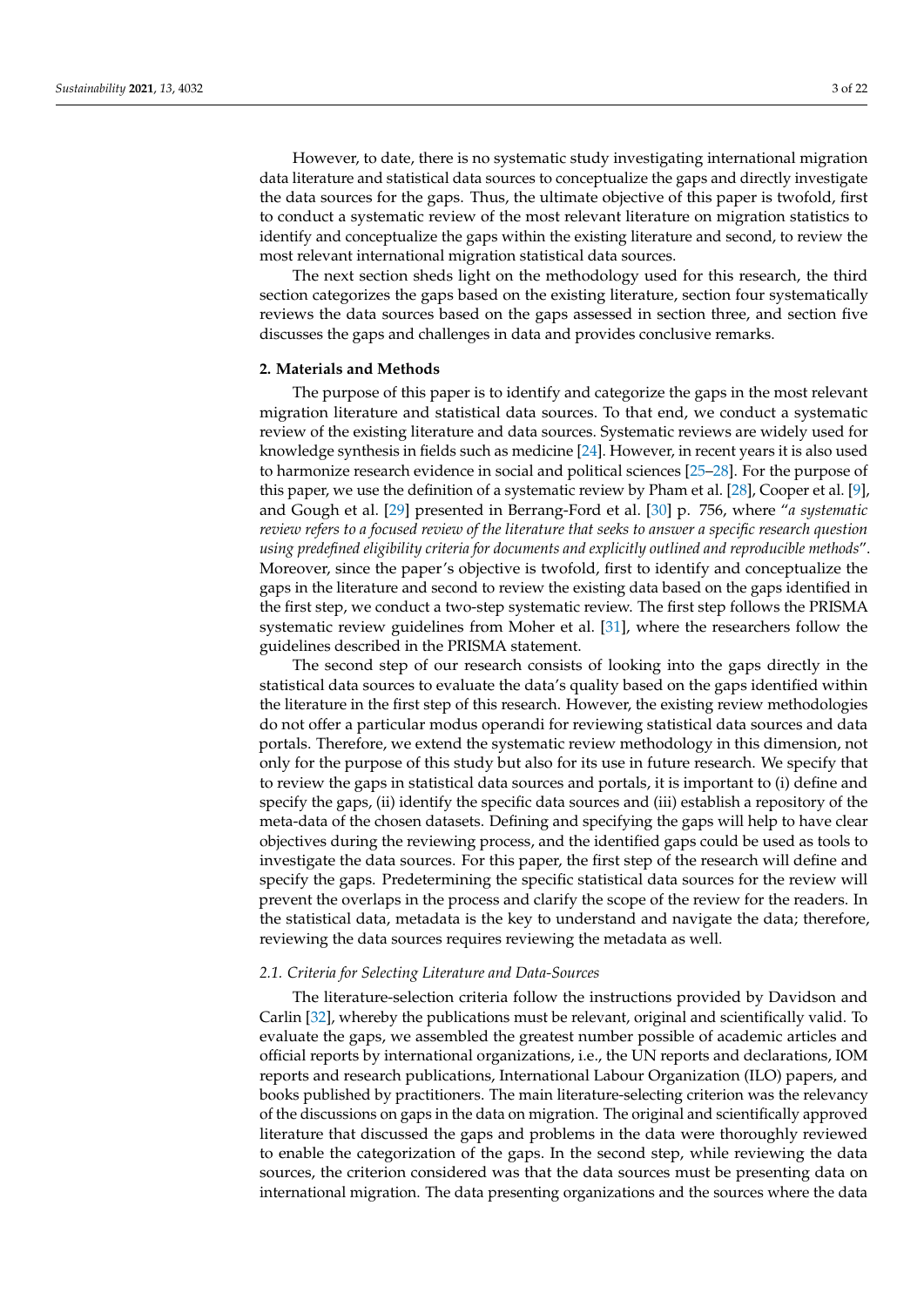However, to date, there is no systematic study investigating international migration data literature and statistical data sources to conceptualize the gaps and directly investigate the data sources for the gaps. Thus, the ultimate objective of this paper is twofold, first to conduct a systematic review of the most relevant literature on migration statistics to identify and conceptualize the gaps within the existing literature and second, to review the most relevant international migration statistical data sources.

The next section sheds light on the methodology used for this research, the third section categorizes the gaps based on the existing literature, section four systematically reviews the data sources based on the gaps assessed in section three, and section five discusses the gaps and challenges in data and provides conclusive remarks.

## 2. Materials and Methods

The purpose of this paper is to identify and categorize the gaps in the most relevant migration literature and statistical data sources. To that end, we conduct a systematic review of the existing literature and data sources. Systematic reviews are widely used for knowledge synthesis in fields such as medicine [24]. However, in recent years it is also used to harmonize research evidence in social and political sciences [25–28]. For the purpose of this paper, we use the definition of a systematic review by Pham et al. [28], Cooper et al. [9], and Gough et al. [29] presented in Berrang-Ford et al. [30] p. 756, where "*a systematic review refers to a focused review of the literature that seeks to answer a specific research question using predefined eligibility criteria for documents and explicitly outlined and reproducible methods*". Moreover, since the paper's objective is twofold, first to identify and conceptualize the gaps in the literature and second to review the existing data based on the gaps identified in the first step, we conduct a two-step systematic review. The first step follows the PRISMA systematic review guidelines from Moher et al. [31], where the researchers follow the guidelines described in the PRISMA statement.

The second step of our research consists of looking into the gaps directly in the statistical data sources to evaluate the data's quality based on the gaps identified within the literature in the first step of this research. However, the existing review methodologies do not offer a particular modus operandi for reviewing statistical data sources and data portals. Therefore, we extend the systematic review methodology in this dimension, not only for the purpose of this study but also for its use in future research. We specify that to review the gaps in statistical data sources and portals, it is important to (i) define and specify the gaps, (ii) identify the specific data sources and (iii) establish a repository of the meta-data of the chosen datasets. Defining and specifying the gaps will help to have clear objectives during the reviewing process, and the identified gaps could be used as tools to investigate the data sources. For this paper, the first step of the research will define and specify the gaps. Predetermining the specific statistical data sources for the review will prevent the overlaps in the process and clarify the scope of the review for the readers. In the statistical data, metadata is the key to understand and navigate the data; therefore, reviewing the data sources requires reviewing the metadata as well.

### 2.1. Criteria for Selecting Literature and Data-Sources

The literature-selection criteria follow the instructions provided by Davidson and Carlin [32], whereby the publications must be relevant, original and scientifically valid. To evaluate the gaps, we assembled the greatest number possible of academic articles and official reports by international organizations, i.e., the UN reports and declarations, IOM reports and research publications, International Labour Organization (ILO) papers, and books published by practitioners. The main literature-selecting criterion was the relevancy of the discussions on gaps in the data on migration. The original and scientifically approved literature that discussed the gaps and problems in the data were thoroughly reviewed to enable the categorization of the gaps. In the second step, while reviewing the data sources, the criterion considered was that the data sources must be presenting data on international migration. The data presenting organizations and the sources where the data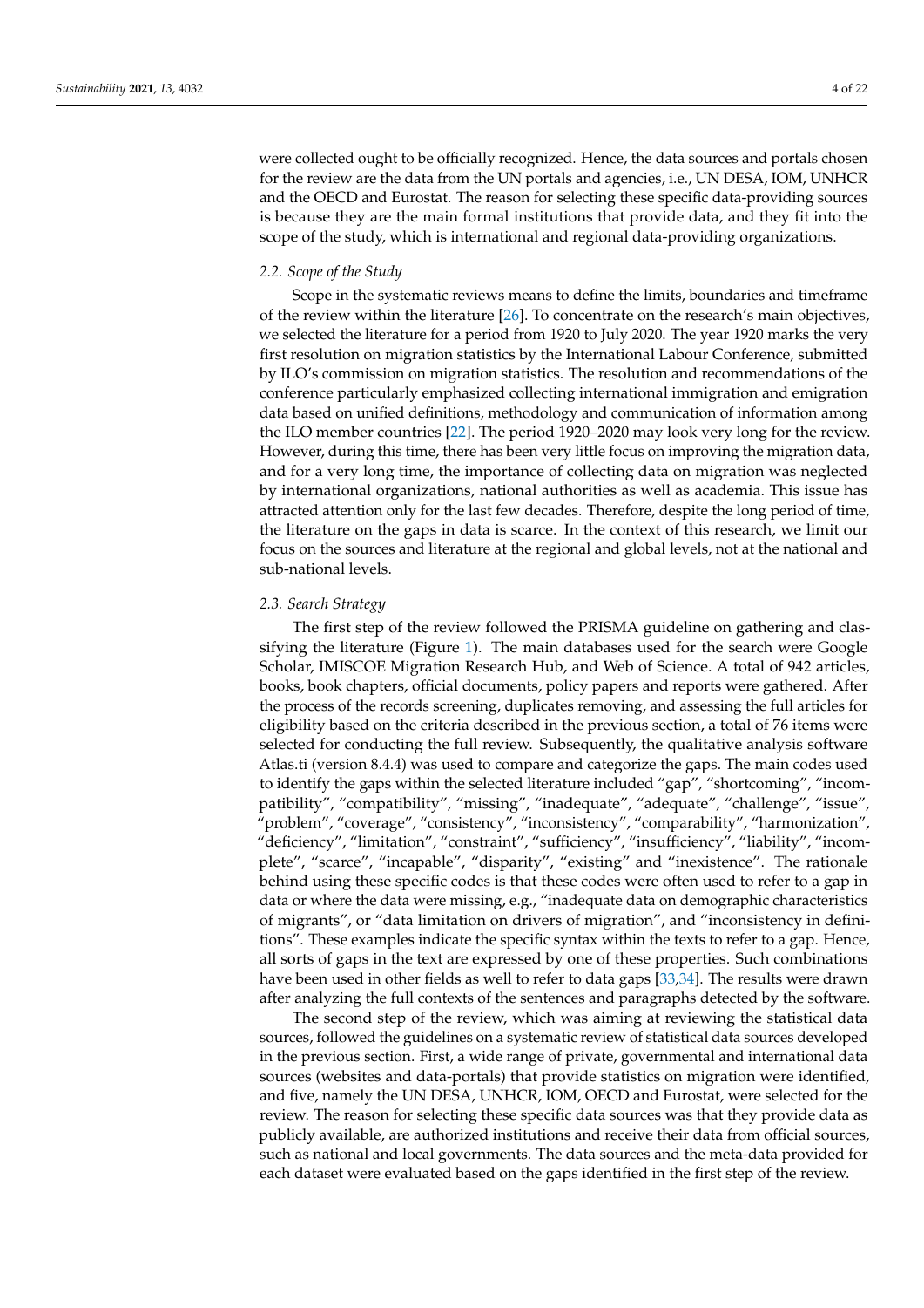were collected ought to be officially recognized. Hence, the data sources and portals chosen for the review are the data from the UN portals and agencies, i.e., UN DESA, IOM, UNHCR and the OECD and Eurostat. The reason for selecting these specific data-providing sources is because they are the main formal institutions that provide data, and they fit into the scope of the study, which is international and regional data-providing organizations.

### *2.2. Scope of the Study*

Scope in the systematic reviews means to define the limits, boundaries and timeframe of the review within the literature [26]. To concentrate on the research's main objectives, we selected the literature for a period from 1920 to July 2020. The year 1920 marks the very first resolution on migration statistics by the International Labour Conference, submitted by ILO's commission on migration statistics. The resolution and recommendations of the conference particularly emphasized collecting international immigration and emigration data based on unified definitions, methodology and communication of information among the ILO member countries [22]. The period 1920–2020 may look very long for the review. However, during this time, there has been very little focus on improving the migration data, and for a very long time, the importance of collecting data on migration was neglected by international organizations, national authorities as well as academia. This issue has attracted attention only for the last few decades. Therefore, despite the long period of time, the literature on the gaps in data is scarce. In the context of this research, we limit our focus on the sources and literature at the regional and global levels, not at the national and sub-national levels.

### *2.3. Search Strategy*

The first step of the review followed the PRISMA guideline on gathering and classifying the literature (Figure 1). The main databases used for the search were Google Scholar, IMISCOE Migration Research Hub, and Web of Science. A total of 942 articles, books, book chapters, official documents, policy papers and reports were gathered. After the process of the records screening, duplicates removing, and assessing the full articles for eligibility based on the criteria described in the previous section, a total of 76 items were selected for conducting the full review. Subsequently, the qualitative analysis software Atlas.ti (version 8.4.4) was used to compare and categorize the gaps. The main codes used to identify the gaps within the selected literature included "gap", "shortcoming", "incompatibility", "compatibility", "missing", "inadequate", "adequate", "challenge", "issue", "problem", "coverage", "consistency", "inconsistency", "comparability", "harmonization", "deficiency", "limitation", "constraint", "sufficiency", "insufficiency", "liability", "incomplete", "scarce", "incapable", "disparity", "existing" and "inexistence". The rationale behind using these specific codes is that these codes were often used to refer to a gap in data or where the data were missing, e.g., "inadequate data on demographic characteristics of migrants", or "data limitation on drivers of migration", and "inconsistency in definitions". These examples indicate the specific syntax within the texts to refer to a gap. Hence, all sorts of gaps in the text are expressed by one of these properties. Such combinations have been used in other fields as well to refer to data gaps [33,34]. The results were drawn after analyzing the full contexts of the sentences and paragraphs detected by the software.

The second step of the review, which was aiming at reviewing the statistical data sources, followed the guidelines on a systematic review of statistical data sources developed in the previous section. First, a wide range of private, governmental and international data sources (websites and data-portals) that provide statistics on migration were identified, and five, namely the UN DESA, UNHCR, IOM, OECD and Eurostat, were selected for the review. The reason for selecting these specific data sources was that they provide data as publicly available, are authorized institutions and receive their data from official sources, such as national and local governments. The data sources and the meta-data provided for each dataset were evaluated based on the gaps identified in the first step of the review.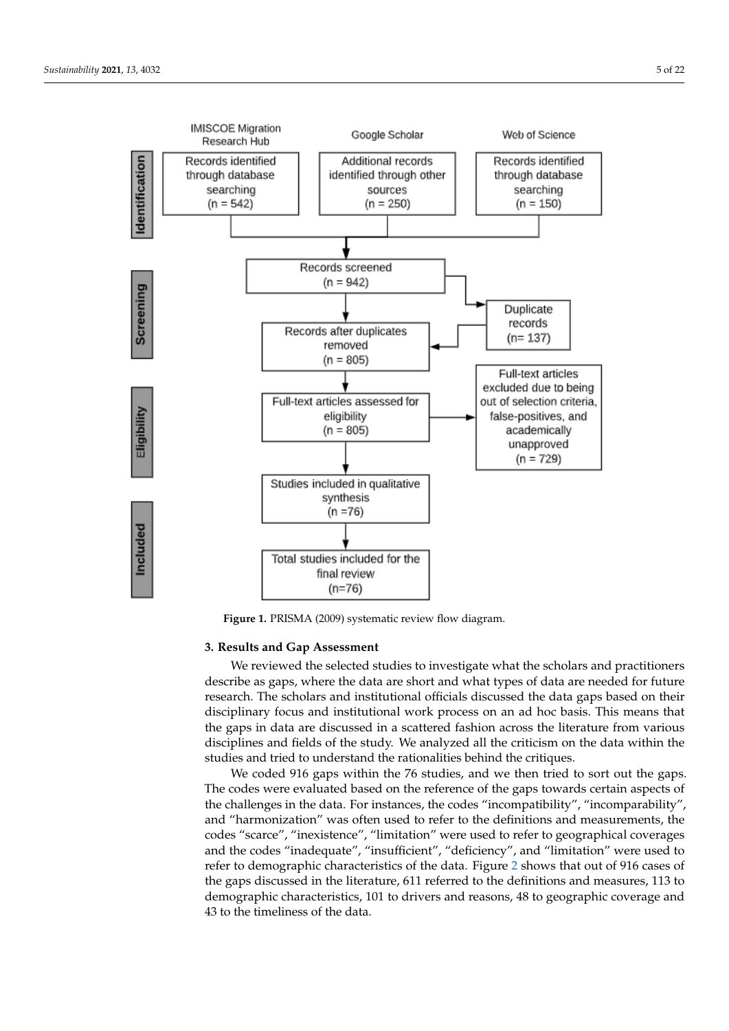**Identification**

- IMISCOE Migration Research Hub: Records identified through database searching (n = 542)
- Google Scholar: Additional records identified through other sources (n = 250)
- Web of Science: Records identified through database searching (n = 150)

**Screening**

- Records screened (n = 942)
- Duplicate records (n= 137)
- Records after duplicates removed (n = 805)

**Eligibility**

- Full-text articles assessed for eligibility (n = 805)
- Full-text articles excluded due to being out of selection criteria, false-positives, and academically unapproved (n = 729)

**Included**

- Studies included in qualitative synthesis (n =76)
- Total studies included for the final review (n=76)

**Figure 1.** PRISMA (2009) systematic review flow diagram.

## 3. Results and Gap Assessment

We reviewed the selected studies to investigate what the scholars and practitioners describe as gaps, where the data are short and what types of data are needed for future research. The scholars and institutional officials discussed the data gaps based on their disciplinary focus and institutional work process on an ad hoc basis. This means that the gaps in data are discussed in a scattered fashion across the literature from various disciplines and fields of the study. We analyzed all the criticism on the data within the studies and tried to understand the rationalities behind the critiques.

We coded 916 gaps within the 76 studies, and we then tried to sort out the gaps. The codes were evaluated based on the reference of the gaps towards certain aspects of the challenges in the data. For instances, the codes "incompatibility", "incomparability", and "harmonization" was often used to refer to the definitions and measurements, the codes "scarce", "inexistence", "limitation" were used to refer to geographical coverages and the codes "inadequate", "insufficient", "deficiency", and "limitation" were used to refer to demographic characteristics of the data. Figure 2 shows that out of 916 cases of the gaps discussed in the literature, 611 referred to the definitions and measures, 113 to demographic characteristics, 101 to drivers and reasons, 48 to geographic coverage and 43 to the timeliness of the data.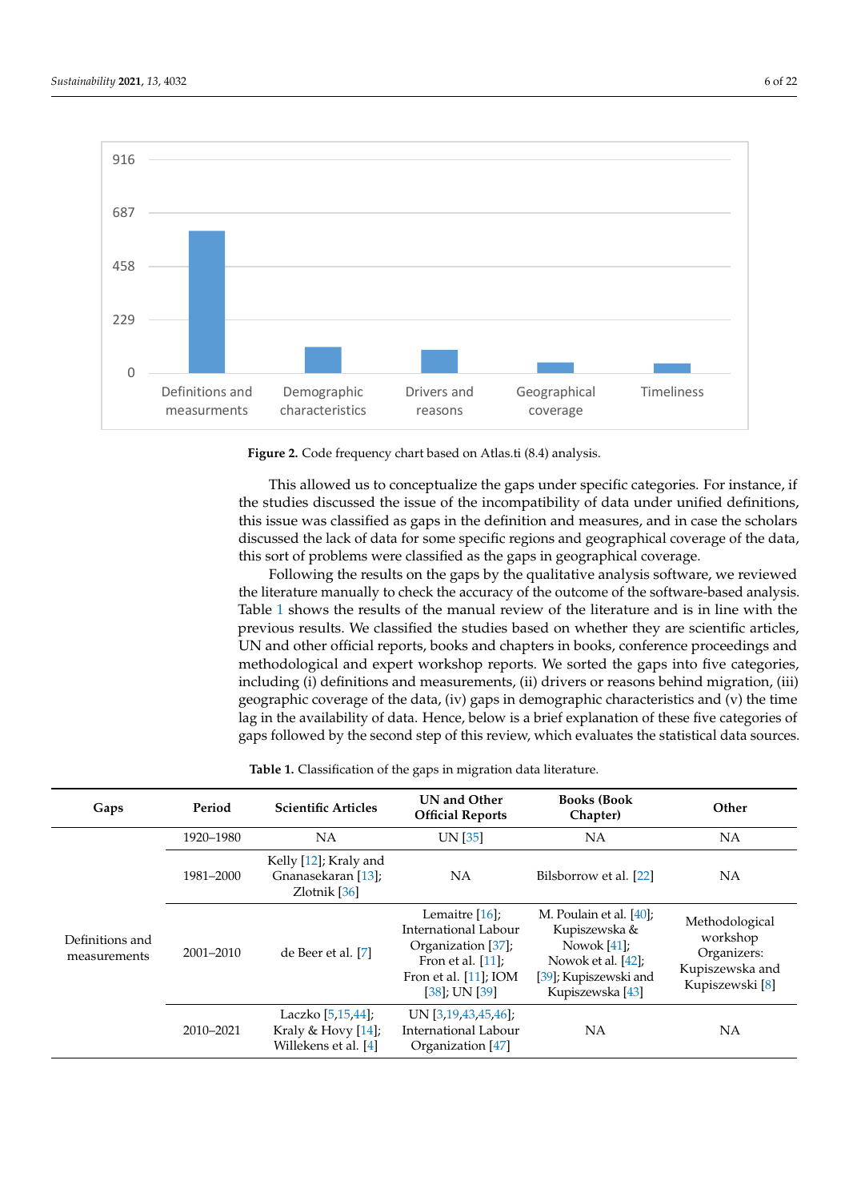Figure 2. Code frequency chart based on Atlas.ti (8.4) analysis.

This allowed us to conceptualize the gaps under specific categories. For instance, if the studies discussed the issue of the incompatibility of data under unified definitions, this issue was classified as gaps in the definition and measures, and in case the scholars discussed the lack of data for some specific regions and geographical coverage of the data, this sort of problems were classified as the gaps in geographical coverage.

Following the results on the gaps by the qualitative analysis software, we reviewed the literature manually to check the accuracy of the outcome of the software-based analysis. Table 1 shows the results of the manual review of the literature and is in line with the previous results. We classified the studies based on whether they are scientific articles, UN and other official reports, books and chapters in books, conference proceedings and methodological and expert workshop reports. We sorted the gaps into five categories, including (i) definitions and measurements, (ii) drivers or reasons behind migration, (iii) geographic coverage of the data, (iv) gaps in demographic characteristics and (v) the time lag in the availability of data. Hence, below is a brief explanation of these five categories of gaps followed by the second step of this review, which evaluates the statistical data sources.

**Table 1.** Classification of the gaps in migration data literature.

| Gaps | Period | Scientific Articles | UN and Other Official Reports | Books (Book Chapter) | Other |
|---|---|---|---|---|---|
| Definitions and measurements | 1920–1980 | NA | UN [35] | NA | NA |
| | 1981–2000 | Kelly [12]; Kraly and Gnanasekaran [13]; Zlotnik [36] | NA | Bilsborrow et al. [22] | NA |
| | 2001–2010 | de Beer et al. [7] | Lemaitre [16]; International Labour Organization [37]; Fron et al. [11]; Fron et al. [11]; IOM [38]; UN [39] | M. Poulain et al. [40]; Kupiszewska & Nowok [41]; Nowok et al. [42]; [39]; Kupiszewski and Kupiszewska [43] | Methodological workshop Organizers: Kupiszewska and Kupiszewski [8] |
| | 2010–2021 | Laczko [5,15,44]; Kraly & Hovy [14]; Willekens et al. [4] | UN [3,19,43,45,46]; International Labour Organization [47] | NA | NA |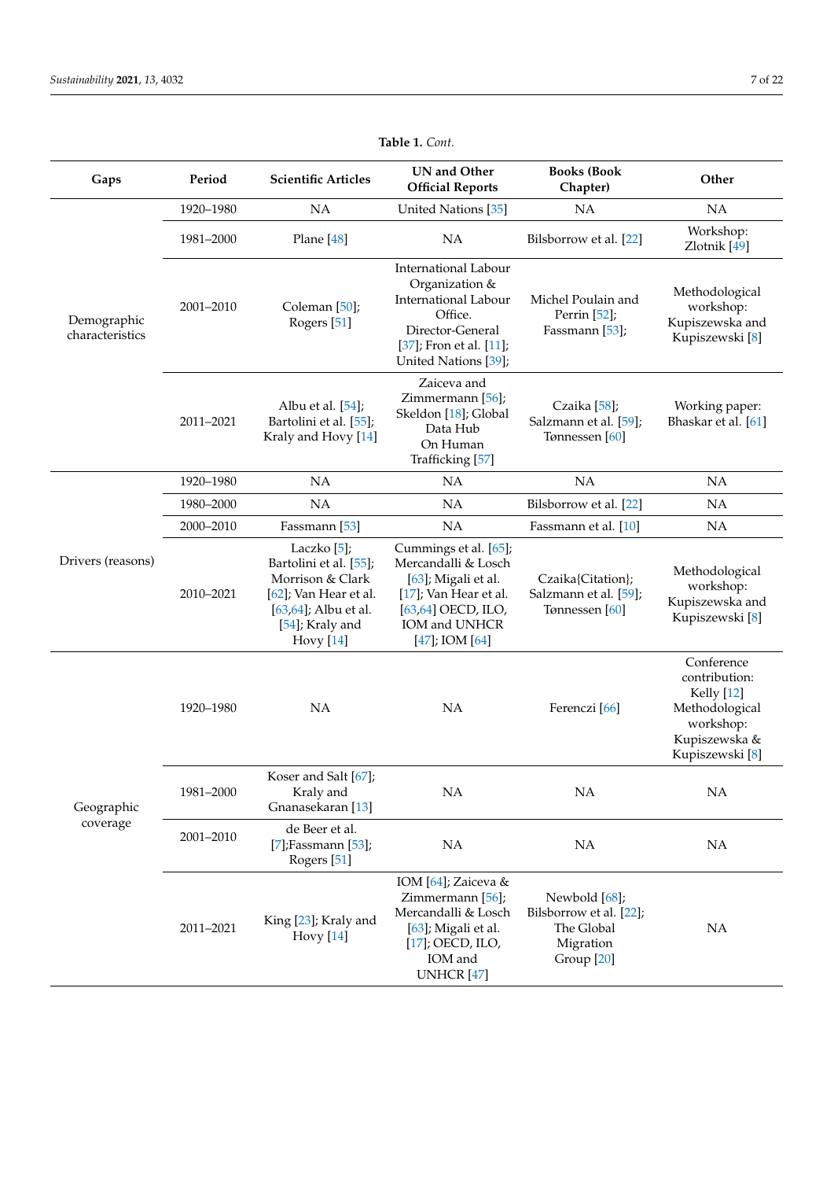**Table 1.** *Cont.*

| Gaps | Period | Scientific Articles | UN and Other Official Reports | Books (Book Chapter) | Other |
|---|---|---|---|---|---|
| Demographic characteristics | 1920–1980 | NA | United Nations [35] | NA | NA |
| | 1981–2000 | Plane [48] | NA | Bilsborrow et al. [22] | Workshop: Zlotnik [49] |
| | 2001–2010 | Coleman [50]; Rogers [51] | International Labour Organization & International Labour Office. Director-General [37]; Fron et al. [11]; United Nations [39]; | Michel Poulain and Perrin [52]; Fassmann [53]; | Methodological workshop: Kupiszewska and Kupiszewski [8] |
| | 2011–2021 | Albu et al. [54]; Bartolini et al. [55]; Kraly and Hovy [14] | Zaiceva and Zimmermann [56]; Skeldon [18]; Global Data Hub On Human Trafficking [57] | Czaika [58]; Salzmann et al. [59]; Tønnessen [60] | Working paper: Bhaskar et al. [61] |
| Drivers (reasons) | 1920–1980 | NA | NA | NA | NA |
| | 1980–2000 | NA | NA | Bilsborrow et al. [22] | NA |
| | 2000–2010 | Fassmann [53] | NA | Fassmann et al. [10] | NA |
| | 2010–2021 | Laczko [5]; Bartolini et al. [55]; Morrison & Clark [62]; Van Hear et al. [63,64]; Albu et al. [54]; Kraly and Hovy [14] | Cummings et al. [65]; Mercandalli & Losch [63]; Migali et al. [17]; Van Hear et al. [63,64] OECD, ILO, IOM and UNHCR [47]; IOM [64] | Czaika{Citation}; Salzmann et al. [59]; Tønnessen [60] | Methodological workshop: Kupiszewska and Kupiszewski [8] |
| Geographic coverage | 1920–1980 | NA | NA | Ferenczi [66] | Conference contribution: Kelly [12] Methodological workshop: Kupiszewska & Kupiszewski [8] |
| | 1981–2000 | Koser and Salt [67]; Kraly and Gnanasekaran [13] | NA | NA | NA |
| | 2001–2010 | de Beer et al. [7];Fassmann [53]; Rogers [51] | NA | NA | NA |
| | 2011–2021 | King [23]; Kraly and Hovy [14] | IOM [64]; Zaiceva & Zimmermann [56]; Mercandalli & Losch [63]; Migali et al. [17]; OECD, ILO, IOM and UNHCR [47] | Newbold [68]; Bilsborrow et al. [22]; The Global Migration Group [20] | NA |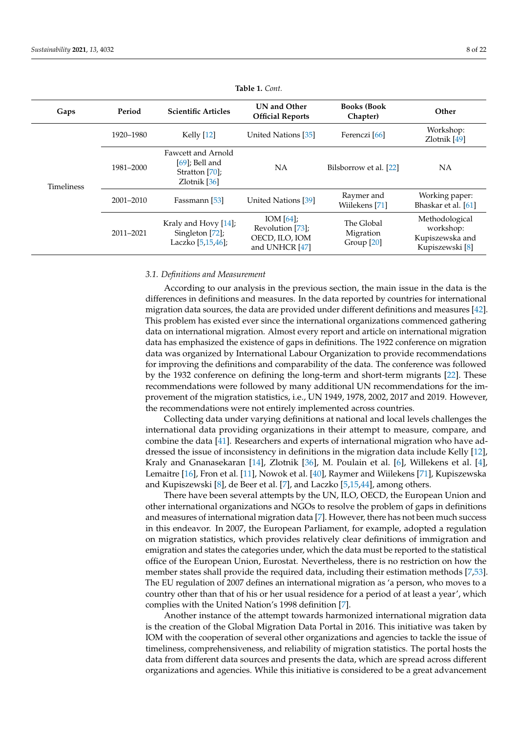**Table 1.** *Cont.*

| Gaps | Period | Scientific Articles | UN and Other Official Reports | Books (Book Chapter) | Other |
| --- | --- | --- | --- | --- | --- |
| Timeliness | 1920–1980 | Kelly [12] | United Nations [35] | Ferenczi [66] | Workshop: Zlotnik [49] |
| | 1981–2000 | Fawcett and Arnold [69]; Bell and Stratton [70]; Zlotnik [36] | NA | Bilsborrow et al. [22] | NA |
| | 2001–2010 | Fassmann [53] | United Nations [39] | Raymer and Wiilekens [71] | Working paper: Bhaskar et al. [61] |
| | 2011–2021 | Kraly and Hovy [14]; Singleton [72]; Laczko [5,15,46]; | IOM [64]; Revolution [73]; OECD, ILO, IOM and UNHCR [47] | The Global Migration Group [20] | Methodological workshop: Kupiszewska and Kupiszewski [8] |

### 3.1. Definitions and Measurement

According to our analysis in the previous section, the main issue in the data is the differences in definitions and measures. In the data reported by countries for international migration data sources, the data are provided under different definitions and measures [42]. This problem has existed ever since the international organizations commenced gathering data on international migration. Almost every report and article on international migration data has emphasized the existence of gaps in definitions. The 1922 conference on migration data was organized by International Labour Organization to provide recommendations for improving the definitions and comparability of the data. The conference was followed by the 1932 conference on defining the long-term and short-term migrants [22]. These recommendations were followed by many additional UN recommendations for the improvement of the migration statistics, i.e., UN 1949, 1978, 2002, 2017 and 2019. However, the recommendations were not entirely implemented across countries.

Collecting data under varying definitions at national and local levels challenges the international data providing organizations in their attempt to measure, compare, and combine the data [41]. Researchers and experts of international migration who have addressed the issue of inconsistency in definitions in the migration data include Kelly [12], Kraly and Gnanasekaran [14], Zlotnik [36], M. Poulain et al. [6], Willekens et al. [4], Lemaitre [16], Fron et al. [11], Nowok et al. [40], Raymer and Wiilekens [71], Kupiszewska and Kupiszewski [8], de Beer et al. [7], and Laczko [5,15,44], among others.

There have been several attempts by the UN, ILO, OECD, the European Union and other international organizations and NGOs to resolve the problem of gaps in definitions and measures of international migration data [7]. However, there has not been much success in this endeavor. In 2007, the European Parliament, for example, adopted a regulation on migration statistics, which provides relatively clear definitions of immigration and emigration and states the categories under, which the data must be reported to the statistical office of the European Union, Eurostat. Nevertheless, there is no restriction on how the member states shall provide the required data, including their estimation methods [7,53]. The EU regulation of 2007 defines an international migration as 'a person, who moves to a country other than that of his or her usual residence for a period of at least a year', which complies with the United Nation's 1998 definition [7].

Another instance of the attempt towards harmonized international migration data is the creation of the Global Migration Data Portal in 2016. This initiative was taken by IOM with the cooperation of several other organizations and agencies to tackle the issue of timeliness, comprehensiveness, and reliability of migration statistics. The portal hosts the data from different data sources and presents the data, which are spread across different organizations and agencies. While this initiative is considered to be a great advancement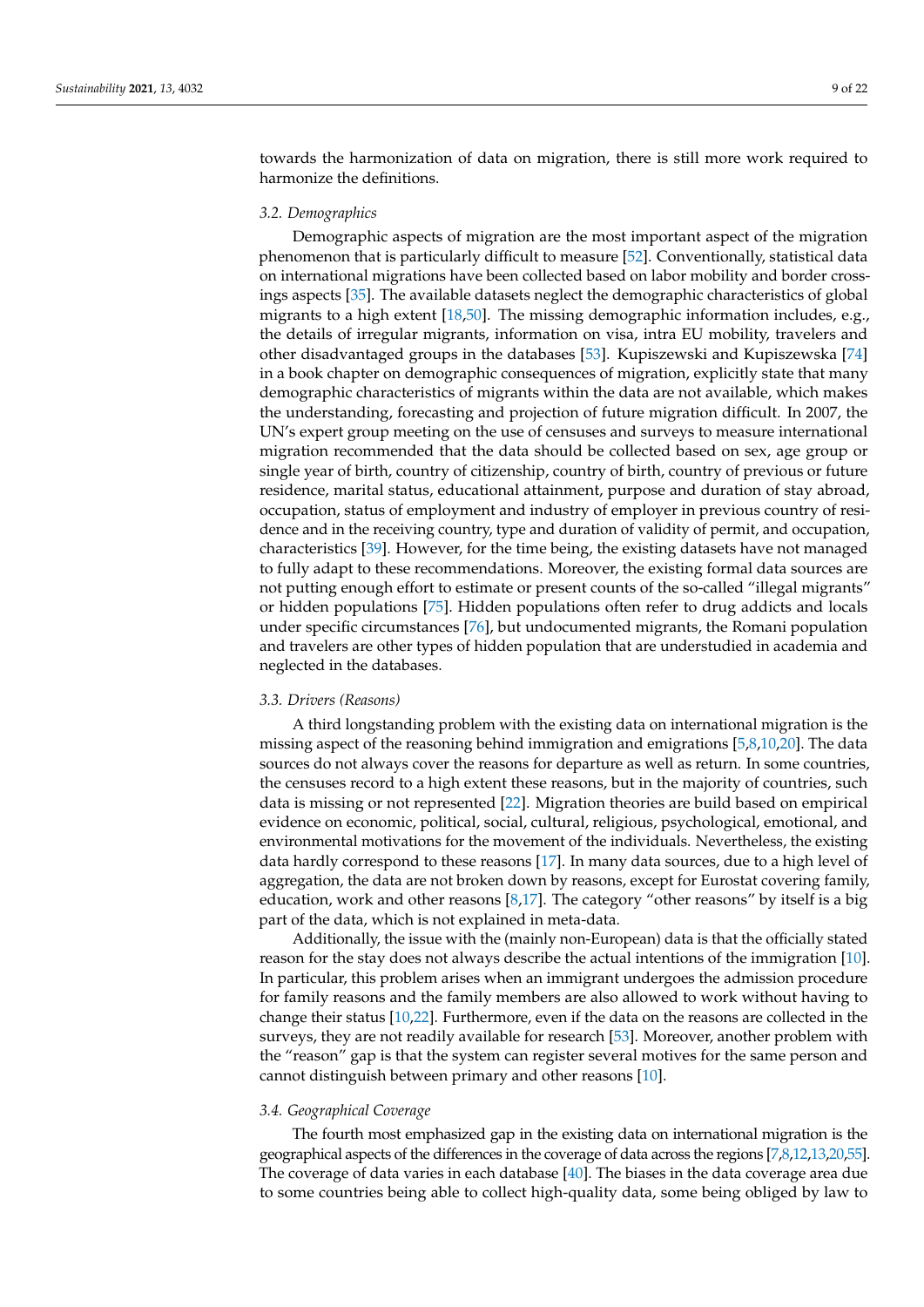towards the harmonization of data on migration, there is still more work required to harmonize the definitions.

### 3.2. Demographics

Demographic aspects of migration are the most important aspect of the migration phenomenon that is particularly difficult to measure [52]. Conventionally, statistical data on international migrations have been collected based on labor mobility and border crossings aspects [35]. The available datasets neglect the demographic characteristics of global migrants to a high extent [18,50]. The missing demographic information includes, e.g., the details of irregular migrants, information on visa, intra EU mobility, travelers and other disadvantaged groups in the databases [53]. Kupiszewski and Kupiszewska [74] in a book chapter on demographic consequences of migration, explicitly state that many demographic characteristics of migrants within the data are not available, which makes the understanding, forecasting and projection of future migration difficult. In 2007, the UN's expert group meeting on the use of censuses and surveys to measure international migration recommended that the data should be collected based on sex, age group or single year of birth, country of citizenship, country of birth, country of previous or future residence, marital status, educational attainment, purpose and duration of stay abroad, occupation, status of employment and industry of employer in previous country of residence and in the receiving country, type and duration of validity of permit, and occupation, characteristics [39]. However, for the time being, the existing datasets have not managed to fully adapt to these recommendations. Moreover, the existing formal data sources are not putting enough effort to estimate or present counts of the so-called "illegal migrants" or hidden populations [75]. Hidden populations often refer to drug addicts and locals under specific circumstances [76], but undocumented migrants, the Romani population and travelers are other types of hidden population that are understudied in academia and neglected in the databases.

### 3.3. Drivers (Reasons)

A third longstanding problem with the existing data on international migration is the missing aspect of the reasoning behind immigration and emigrations [5,8,10,20]. The data sources do not always cover the reasons for departure as well as return. In some countries, the censuses record to a high extent these reasons, but in the majority of countries, such data is missing or not represented [22]. Migration theories are build based on empirical evidence on economic, political, social, cultural, religious, psychological, emotional, and environmental motivations for the movement of the individuals. Nevertheless, the existing data hardly correspond to these reasons [17]. In many data sources, due to a high level of aggregation, the data are not broken down by reasons, except for Eurostat covering family, education, work and other reasons [8,17]. The category "other reasons" by itself is a big part of the data, which is not explained in meta-data.

Additionally, the issue with the (mainly non-European) data is that the officially stated reason for the stay does not always describe the actual intentions of the immigration [10]. In particular, this problem arises when an immigrant undergoes the admission procedure for family reasons and the family members are also allowed to work without having to change their status [10,22]. Furthermore, even if the data on the reasons are collected in the surveys, they are not readily available for research [53]. Moreover, another problem with the "reason" gap is that the system can register several motives for the same person and cannot distinguish between primary and other reasons [10].

### 3.4. Geographical Coverage

The fourth most emphasized gap in the existing data on international migration is the geographical aspects of the differences in the coverage of data across the regions [7,8,12,13,20,55]. The coverage of data varies in each database [40]. The biases in the data coverage area due to some countries being able to collect high-quality data, some being obliged by law to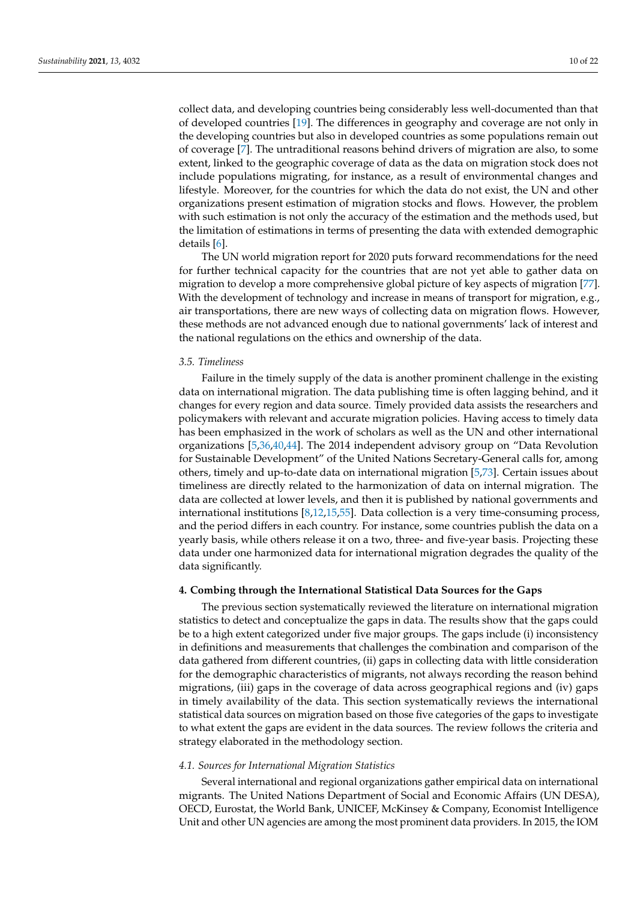collect data, and developing countries being considerably less well-documented than that of developed countries [19]. The differences in geography and coverage are not only in the developing countries but also in developed countries as some populations remain out of coverage [7]. The untraditional reasons behind drivers of migration are also, to some extent, linked to the geographic coverage of data as the data on migration stock does not include populations migrating, for instance, as a result of environmental changes and lifestyle. Moreover, for the countries for which the data do not exist, the UN and other organizations present estimation of migration stocks and flows. However, the problem with such estimation is not only the accuracy of the estimation and the methods used, but the limitation of estimations in terms of presenting the data with extended demographic details [6].

The UN world migration report for 2020 puts forward recommendations for the need for further technical capacity for the countries that are not yet able to gather data on migration to develop a more comprehensive global picture of key aspects of migration [77]. With the development of technology and increase in means of transport for migration, e.g., air transportations, there are new ways of collecting data on migration flows. However, these methods are not advanced enough due to national governments' lack of interest and the national regulations on the ethics and ownership of the data.

### *3.5. Timeliness*

Failure in the timely supply of the data is another prominent challenge in the existing data on international migration. The data publishing time is often lagging behind, and it changes for every region and data source. Timely provided data assists the researchers and policymakers with relevant and accurate migration policies. Having access to timely data has been emphasized in the work of scholars as well as the UN and other international organizations [5,36,40,44]. The 2014 independent advisory group on "Data Revolution for Sustainable Development" of the United Nations Secretary-General calls for, among others, timely and up-to-date data on international migration [5,73]. Certain issues about timeliness are directly related to the harmonization of data on internal migration. The data are collected at lower levels, and then it is published by national governments and international institutions [8,12,15,55]. Data collection is a very time-consuming process, and the period differs in each country. For instance, some countries publish the data on a yearly basis, while others release it on a two, three- and five-year basis. Projecting these data under one harmonized data for international migration degrades the quality of the data significantly.

## **4. Combing through the International Statistical Data Sources for the Gaps**

The previous section systematically reviewed the literature on international migration statistics to detect and conceptualize the gaps in data. The results show that the gaps could be to a high extent categorized under five major groups. The gaps include (i) inconsistency in definitions and measurements that challenges the combination and comparison of the data gathered from different countries, (ii) gaps in collecting data with little consideration for the demographic characteristics of migrants, not always recording the reason behind migrations, (iii) gaps in the coverage of data across geographical regions and (iv) gaps in timely availability of the data. This section systematically reviews the international statistical data sources on migration based on those five categories of the gaps to investigate to what extent the gaps are evident in the data sources. The review follows the criteria and strategy elaborated in the methodology section.

### *4.1. Sources for International Migration Statistics*

Several international and regional organizations gather empirical data on international migrants. The United Nations Department of Social and Economic Affairs (UN DESA), OECD, Eurostat, the World Bank, UNICEF, McKinsey & Company, Economist Intelligence Unit and other UN agencies are among the most prominent data providers. In 2015, the IOM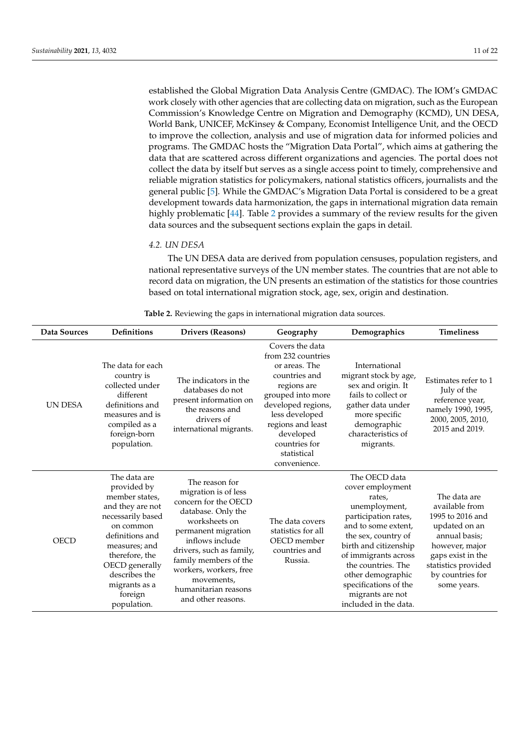established the Global Migration Data Analysis Centre (GMDAC). The IOM's GMDAC work closely with other agencies that are collecting data on migration, such as the European Commission's Knowledge Centre on Migration and Demography (KCMD), UN DESA, World Bank, UNICEF, McKinsey & Company, Economist Intelligence Unit, and the OECD to improve the collection, analysis and use of migration data for informed policies and programs. The GMDAC hosts the "Migration Data Portal", which aims at gathering the data that are scattered across different organizations and agencies. The portal does not collect the data by itself but serves as a single access point to timely, comprehensive and reliable migration statistics for policymakers, national statistics officers, journalists and the general public [5]. While the GMDAC's Migration Data Portal is considered to be a great development towards data harmonization, the gaps in international migration data remain highly problematic [44]. Table 2 provides a summary of the review results for the given data sources and the subsequent sections explain the gaps in detail.

### 4.2. UN DESA

The UN DESA data are derived from population censuses, population registers, and national representative surveys of the UN member states. The countries that are not able to record data on migration, the UN presents an estimation of the statistics for those countries based on total international migration stock, age, sex, origin and destination.

**Table 2.** Reviewing the gaps in international migration data sources.

| Data Sources | Definitions | Drivers (Reasons) | Geography | Demographics | Timeliness |
|---|---|---|---|---|---|
| UN DESA | The data for each country is collected under different definitions and measures and is compiled as a foreign-born population. | The indicators in the databases do not present information on the reasons and drivers of international migrants. | Covers the data from 232 countries or areas. The countries and regions are grouped into more developed regions, less developed regions and least developed countries for statistical convenience. | International migrant stock by age, sex and origin. It fails to collect or gather data under more specific demographic characteristics of migrants. | Estimates refer to 1 July of the reference year, namely 1990, 1995, 2000, 2005, 2010, 2015 and 2019. |
| OECD | The data are provided by member states, and they are not necessarily based on common definitions and measures; and therefore, the OECD generally describes the migrants as a foreign population. | The reason for migration is of less concern for the OECD database. Only the worksheets on permanent migration inflows include drivers, such as family, family members of the workers, workers, free movements, humanitarian reasons and other reasons. | The data covers statistics for all OECD member countries and Russia. | The OECD data cover employment rates, unemployment, participation rates, and to some extent, the sex, country of birth and citizenship of immigrants across the countries. The other demographic specifications of the migrants are not included in the data. | The data are available from 1995 to 2016 and updated on an annual basis; however, major gaps exist in the statistics provided by countries for some years. |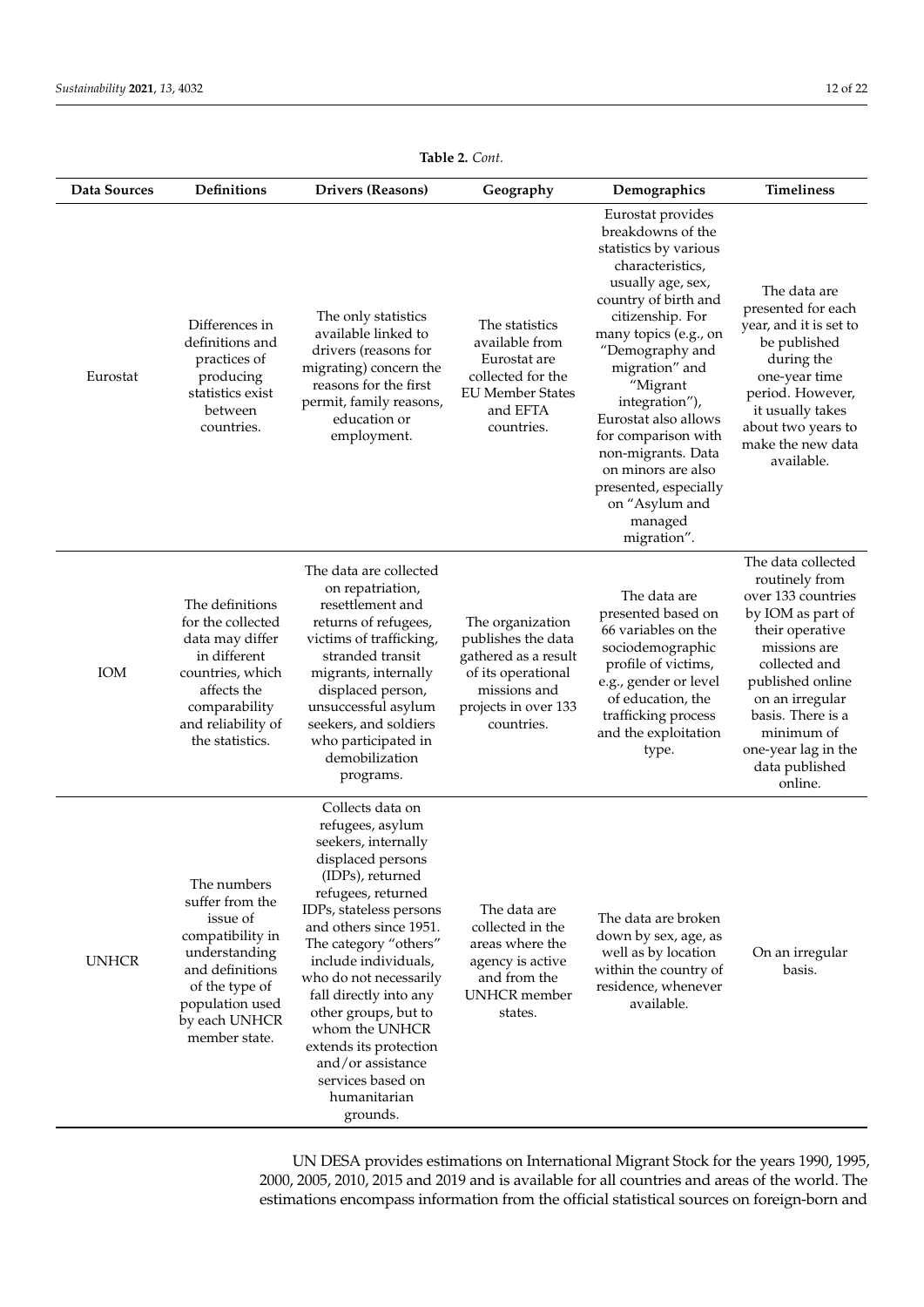**Table 2.** *Cont.*

| Data Sources | Definitions | Drivers (Reasons) | Geography | Demographics | Timeliness |
|---|---|---|---|---|---|
| Eurostat | Differences in definitions and practices of producing statistics exist between countries. | The only statistics available linked to drivers (reasons for migrating) concern the reasons for the first permit, family reasons, education or employment. | The statistics available from Eurostat are collected for the EU Member States and EFTA countries. | Eurostat provides breakdowns of the statistics by various characteristics, usually age, sex, country of birth and citizenship. For many topics (e.g., on "Demography and migration" and "Migrant integration"), Eurostat also allows for comparison with non-migrants. Data on minors are also presented, especially on "Asylum and managed migration". | The data are presented for each year, and it is set to be published during the one-year time period. However, it usually takes about two years to make the new data available. |
| IOM | The definitions for the collected data may differ in different countries, which affects the comparability and reliability of the statistics. | The data are collected on repatriation, resettlement and returns of refugees, victims of trafficking, stranded transit migrants, internally displaced person, unsuccessful asylum seekers, and soldiers who participated in demobilization programs. | The organization publishes the data gathered as a result of its operational missions and projects in over 133 countries. | The data are presented based on 66 variables on the sociodemographic profile of victims, e.g., gender or level of education, the trafficking process and the exploitation type. | The data collected routinely from over 133 countries by IOM as part of their operative missions are collected and published online on an irregular basis. There is a minimum of one-year lag in the data published online. |
| UNHCR | The numbers suffer from the issue of compatibility in understanding and definitions of the type of population used by each UNHCR member state. | Collects data on refugees, asylum seekers, internally displaced persons (IDPs), returned refugees, returned IDPs, stateless persons and others since 1951. The category "others" include individuals, who do not necessarily fall directly into any other groups, but to whom the UNHCR extends its protection and/or assistance services based on humanitarian grounds. | The data are collected in the areas where the agency is active and from the UNHCR member states. | The data are broken down by sex, age, as well as by location within the country of residence, whenever available. | On an irregular basis. |

UN DESA provides estimations on International Migrant Stock for the years 1990, 1995, 2000, 2005, 2010, 2015 and 2019 and is available for all countries and areas of the world. The estimations encompass information from the official statistical sources on foreign-born and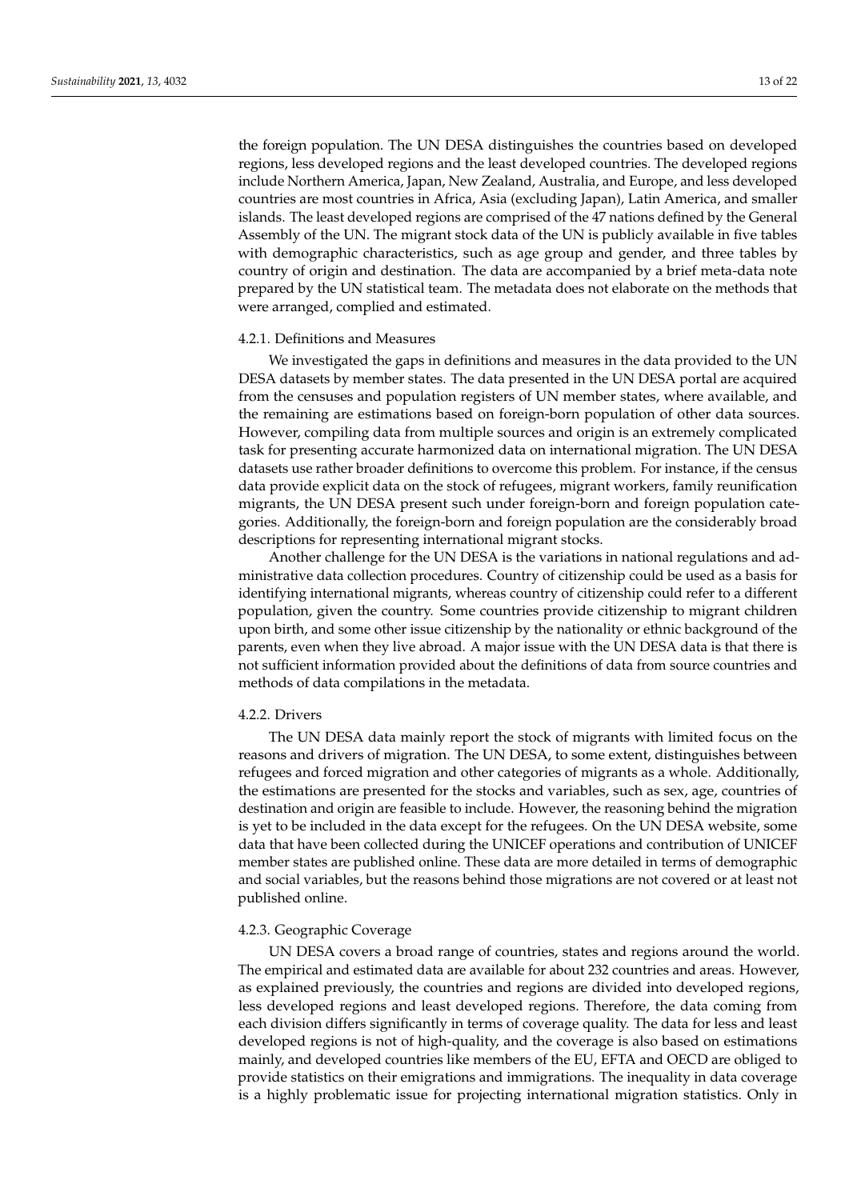the foreign population. The UN DESA distinguishes the countries based on developed regions, less developed regions and the least developed countries. The developed regions include Northern America, Japan, New Zealand, Australia, and Europe, and less developed countries are most countries in Africa, Asia (excluding Japan), Latin America, and smaller islands. The least developed regions are comprised of the 47 nations defined by the General Assembly of the UN. The migrant stock data of the UN is publicly available in five tables with demographic characteristics, such as age group and gender, and three tables by country of origin and destination. The data are accompanied by a brief meta-data note prepared by the UN statistical team. The metadata does not elaborate on the methods that were arranged, complied and estimated.

#### 4.2.1. Definitions and Measures

We investigated the gaps in definitions and measures in the data provided to the UN DESA datasets by member states. The data presented in the UN DESA portal are acquired from the censuses and population registers of UN member states, where available, and the remaining are estimations based on foreign-born population of other data sources. However, compiling data from multiple sources and origin is an extremely complicated task for presenting accurate harmonized data on international migration. The UN DESA datasets use rather broader definitions to overcome this problem. For instance, if the census data provide explicit data on the stock of refugees, migrant workers, family reunification migrants, the UN DESA present such under foreign-born and foreign population categories. Additionally, the foreign-born and foreign population are the considerably broad descriptions for representing international migrant stocks.

Another challenge for the UN DESA is the variations in national regulations and administrative data collection procedures. Country of citizenship could be used as a basis for identifying international migrants, whereas country of citizenship could refer to a different population, given the country. Some countries provide citizenship to migrant children upon birth, and some other issue citizenship by the nationality or ethnic background of the parents, even when they live abroad. A major issue with the UN DESA data is that there is not sufficient information provided about the definitions of data from source countries and methods of data compilations in the metadata.

#### 4.2.2. Drivers

The UN DESA data mainly report the stock of migrants with limited focus on the reasons and drivers of migration. The UN DESA, to some extent, distinguishes between refugees and forced migration and other categories of migrants as a whole. Additionally, the estimations are presented for the stocks and variables, such as sex, age, countries of destination and origin are feasible to include. However, the reasoning behind the migration is yet to be included in the data except for the refugees. On the UN DESA website, some data that have been collected during the UNICEF operations and contribution of UNICEF member states are published online. These data are more detailed in terms of demographic and social variables, but the reasons behind those migrations are not covered or at least not published online.

#### 4.2.3. Geographic Coverage

UN DESA covers a broad range of countries, states and regions around the world. The empirical and estimated data are available for about 232 countries and areas. However, as explained previously, the countries and regions are divided into developed regions, less developed regions and least developed regions. Therefore, the data coming from each division differs significantly in terms of coverage quality. The data for less and least developed regions is not of high-quality, and the coverage is also based on estimations mainly, and developed countries like members of the EU, EFTA and OECD are obliged to provide statistics on their emigrations and immigrations. The inequality in data coverage is a highly problematic issue for projecting international migration statistics. Only in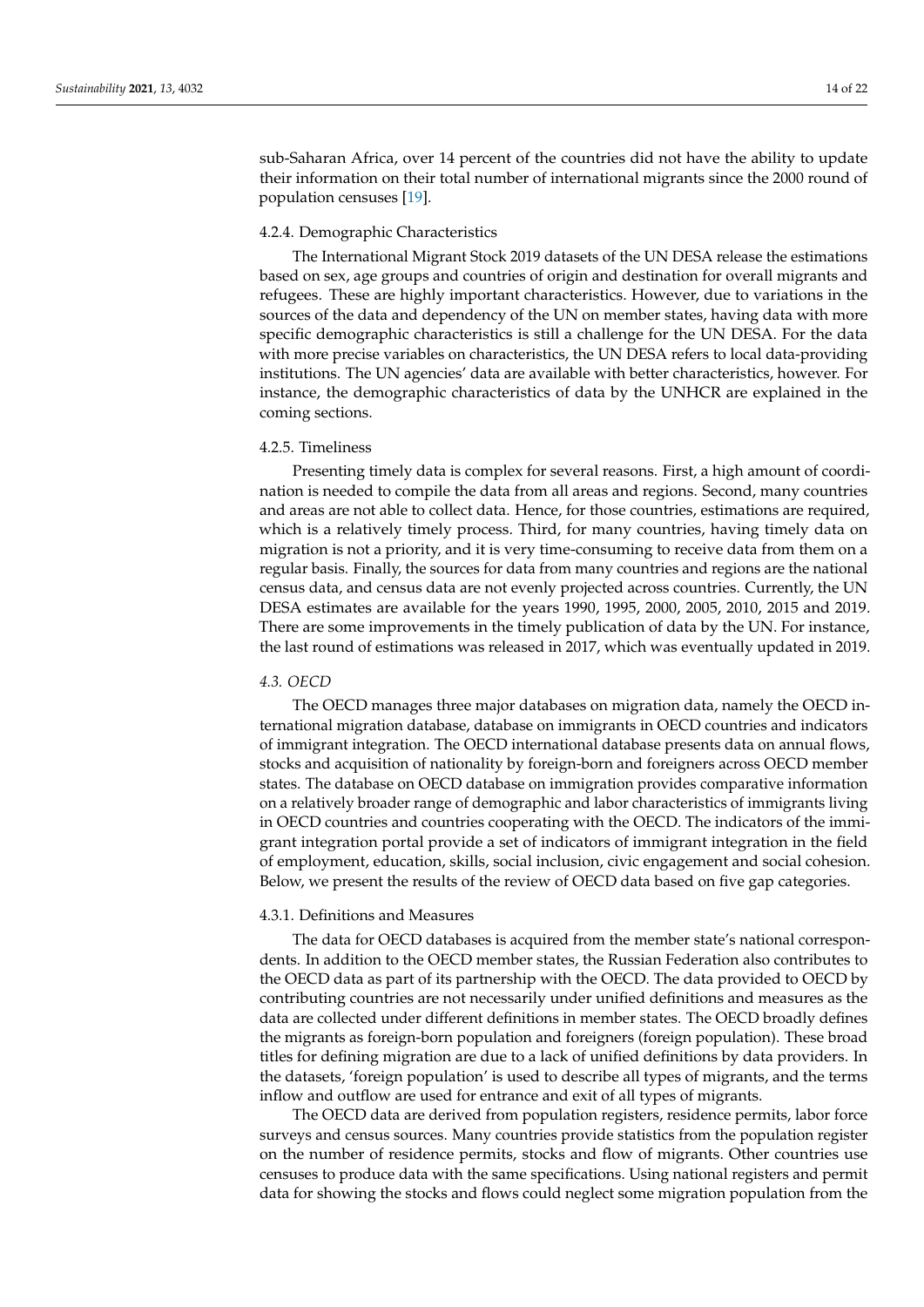sub-Saharan Africa, over 14 percent of the countries did not have the ability to update their information on their total number of international migrants since the 2000 round of population censuses [19].

#### 4.2.4. Demographic Characteristics

The International Migrant Stock 2019 datasets of the UN DESA release the estimations based on sex, age groups and countries of origin and destination for overall migrants and refugees. These are highly important characteristics. However, due to variations in the sources of the data and dependency of the UN on member states, having data with more specific demographic characteristics is still a challenge for the UN DESA. For the data with more precise variables on characteristics, the UN DESA refers to local data-providing institutions. The UN agencies' data are available with better characteristics, however. For instance, the demographic characteristics of data by the UNHCR are explained in the coming sections.

#### 4.2.5. Timeliness

Presenting timely data is complex for several reasons. First, a high amount of coordination is needed to compile the data from all areas and regions. Second, many countries and areas are not able to collect data. Hence, for those countries, estimations are required, which is a relatively timely process. Third, for many countries, having timely data on migration is not a priority, and it is very time-consuming to receive data from them on a regular basis. Finally, the sources for data from many countries and regions are the national census data, and census data are not evenly projected across countries. Currently, the UN DESA estimates are available for the years 1990, 1995, 2000, 2005, 2010, 2015 and 2019. There are some improvements in the timely publication of data by the UN. For instance, the last round of estimations was released in 2017, which was eventually updated in 2019.

### *4.3. OECD*

The OECD manages three major databases on migration data, namely the OECD international migration database, database on immigrants in OECD countries and indicators of immigrant integration. The OECD international database presents data on annual flows, stocks and acquisition of nationality by foreign-born and foreigners across OECD member states. The database on OECD database on immigration provides comparative information on a relatively broader range of demographic and labor characteristics of immigrants living in OECD countries and countries cooperating with the OECD. The indicators of the immigrant integration portal provide a set of indicators of immigrant integration in the field of employment, education, skills, social inclusion, civic engagement and social cohesion. Below, we present the results of the review of OECD data based on five gap categories.

#### 4.3.1. Definitions and Measures

The data for OECD databases is acquired from the member state's national correspondents. In addition to the OECD member states, the Russian Federation also contributes to the OECD data as part of its partnership with the OECD. The data provided to OECD by contributing countries are not necessarily under unified definitions and measures as the data are collected under different definitions in member states. The OECD broadly defines the migrants as foreign-born population and foreigners (foreign population). These broad titles for defining migration are due to a lack of unified definitions by data providers. In the datasets, 'foreign population' is used to describe all types of migrants, and the terms inflow and outflow are used for entrance and exit of all types of migrants.

The OECD data are derived from population registers, residence permits, labor force surveys and census sources. Many countries provide statistics from the population register on the number of residence permits, stocks and flow of migrants. Other countries use censuses to produce data with the same specifications. Using national registers and permit data for showing the stocks and flows could neglect some migration population from the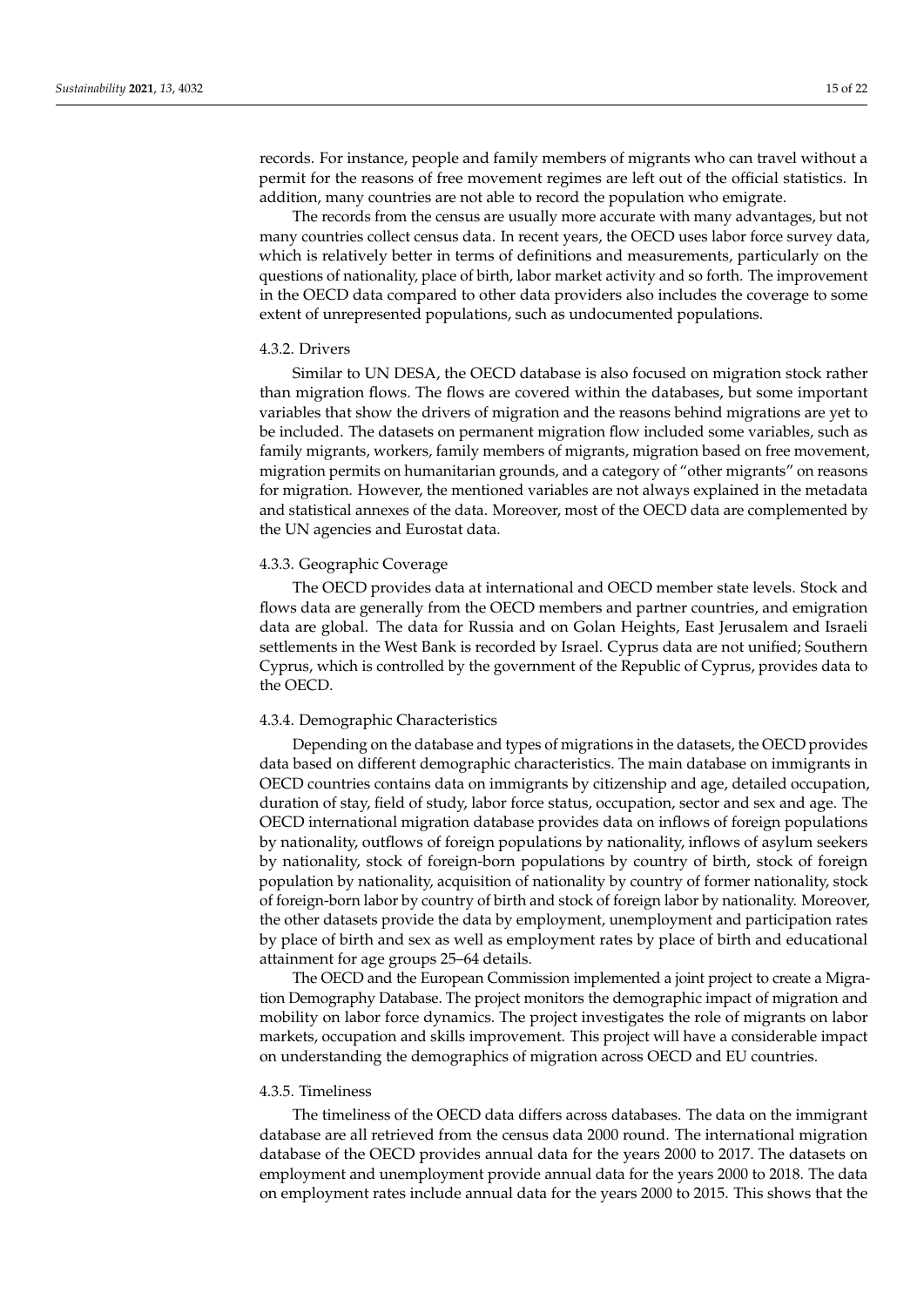records. For instance, people and family members of migrants who can travel without a permit for the reasons of free movement regimes are left out of the official statistics. In addition, many countries are not able to record the population who emigrate.

The records from the census are usually more accurate with many advantages, but not many countries collect census data. In recent years, the OECD uses labor force survey data, which is relatively better in terms of definitions and measurements, particularly on the questions of nationality, place of birth, labor market activity and so forth. The improvement in the OECD data compared to other data providers also includes the coverage to some extent of unrepresented populations, such as undocumented populations.

#### 4.3.2. Drivers

Similar to UN DESA, the OECD database is also focused on migration stock rather than migration flows. The flows are covered within the databases, but some important variables that show the drivers of migration and the reasons behind migrations are yet to be included. The datasets on permanent migration flow included some variables, such as family migrants, workers, family members of migrants, migration based on free movement, migration permits on humanitarian grounds, and a category of "other migrants" on reasons for migration. However, the mentioned variables are not always explained in the metadata and statistical annexes of the data. Moreover, most of the OECD data are complemented by the UN agencies and Eurostat data.

#### 4.3.3. Geographic Coverage

The OECD provides data at international and OECD member state levels. Stock and flows data are generally from the OECD members and partner countries, and emigration data are global. The data for Russia and on Golan Heights, East Jerusalem and Israeli settlements in the West Bank is recorded by Israel. Cyprus data are not unified; Southern Cyprus, which is controlled by the government of the Republic of Cyprus, provides data to the OECD.

#### 4.3.4. Demographic Characteristics

Depending on the database and types of migrations in the datasets, the OECD provides data based on different demographic characteristics. The main database on immigrants in OECD countries contains data on immigrants by citizenship and age, detailed occupation, duration of stay, field of study, labor force status, occupation, sector and sex and age. The OECD international migration database provides data on inflows of foreign populations by nationality, outflows of foreign populations by nationality, inflows of asylum seekers by nationality, stock of foreign-born populations by country of birth, stock of foreign population by nationality, acquisition of nationality by country of former nationality, stock of foreign-born labor by country of birth and stock of foreign labor by nationality. Moreover, the other datasets provide the data by employment, unemployment and participation rates by place of birth and sex as well as employment rates by place of birth and educational attainment for age groups 25–64 details.

The OECD and the European Commission implemented a joint project to create a Migration Demography Database. The project monitors the demographic impact of migration and mobility on labor force dynamics. The project investigates the role of migrants on labor markets, occupation and skills improvement. This project will have a considerable impact on understanding the demographics of migration across OECD and EU countries.

#### 4.3.5. Timeliness

The timeliness of the OECD data differs across databases. The data on the immigrant database are all retrieved from the census data 2000 round. The international migration database of the OECD provides annual data for the years 2000 to 2017. The datasets on employment and unemployment provide annual data for the years 2000 to 2018. The data on employment rates include annual data for the years 2000 to 2015. This shows that the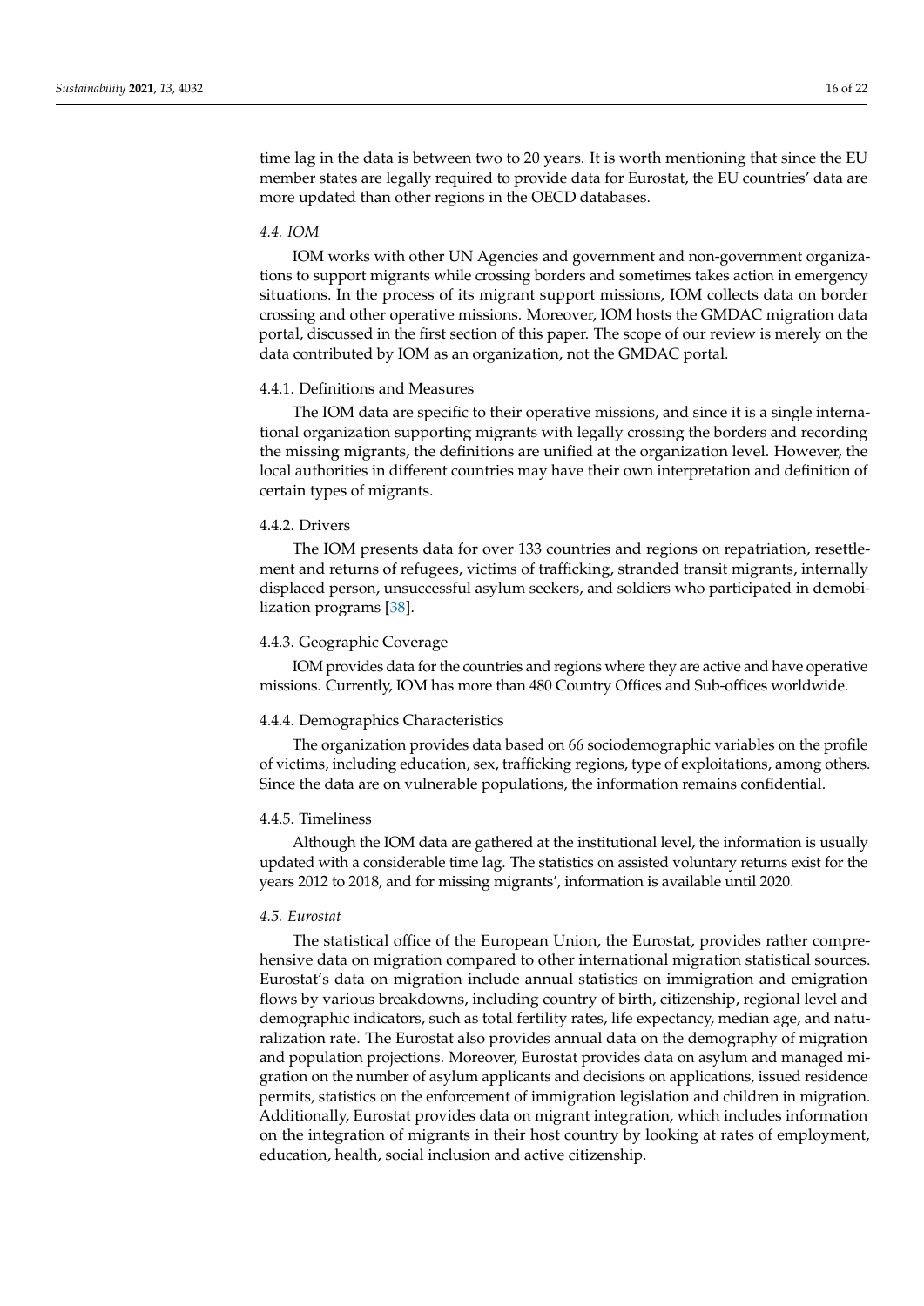time lag in the data is between two to 20 years. It is worth mentioning that since the EU member states are legally required to provide data for Eurostat, the EU countries' data are more updated than other regions in the OECD databases.

### *4.4. IOM*

IOM works with other UN Agencies and government and non-government organizations to support migrants while crossing borders and sometimes takes action in emergency situations. In the process of its migrant support missions, IOM collects data on border crossing and other operative missions. Moreover, IOM hosts the GMDAC migration data portal, discussed in the first section of this paper. The scope of our review is merely on the data contributed by IOM as an organization, not the GMDAC portal.

#### 4.4.1. Definitions and Measures

The IOM data are specific to their operative missions, and since it is a single international organization supporting migrants with legally crossing the borders and recording the missing migrants, the definitions are unified at the organization level. However, the local authorities in different countries may have their own interpretation and definition of certain types of migrants.

#### 4.4.2. Drivers

The IOM presents data for over 133 countries and regions on repatriation, resettlement and returns of refugees, victims of trafficking, stranded transit migrants, internally displaced person, unsuccessful asylum seekers, and soldiers who participated in demobilization programs [38].

#### 4.4.3. Geographic Coverage

IOM provides data for the countries and regions where they are active and have operative missions. Currently, IOM has more than 480 Country Offices and Sub-offices worldwide.

#### 4.4.4. Demographics Characteristics

The organization provides data based on 66 sociodemographic variables on the profile of victims, including education, sex, trafficking regions, type of exploitations, among others. Since the data are on vulnerable populations, the information remains confidential.

#### 4.4.5. Timeliness

Although the IOM data are gathered at the institutional level, the information is usually updated with a considerable time lag. The statistics on assisted voluntary returns exist for the years 2012 to 2018, and for missing migrants', information is available until 2020.

### *4.5. Eurostat*

The statistical office of the European Union, the Eurostat, provides rather comprehensive data on migration compared to other international migration statistical sources. Eurostat's data on migration include annual statistics on immigration and emigration flows by various breakdowns, including country of birth, citizenship, regional level and demographic indicators, such as total fertility rates, life expectancy, median age, and naturalization rate. The Eurostat also provides annual data on the demography of migration and population projections. Moreover, Eurostat provides data on asylum and managed migration on the number of asylum applicants and decisions on applications, issued residence permits, statistics on the enforcement of immigration legislation and children in migration. Additionally, Eurostat provides data on migrant integration, which includes information on the integration of migrants in their host country by looking at rates of employment, education, health, social inclusion and active citizenship.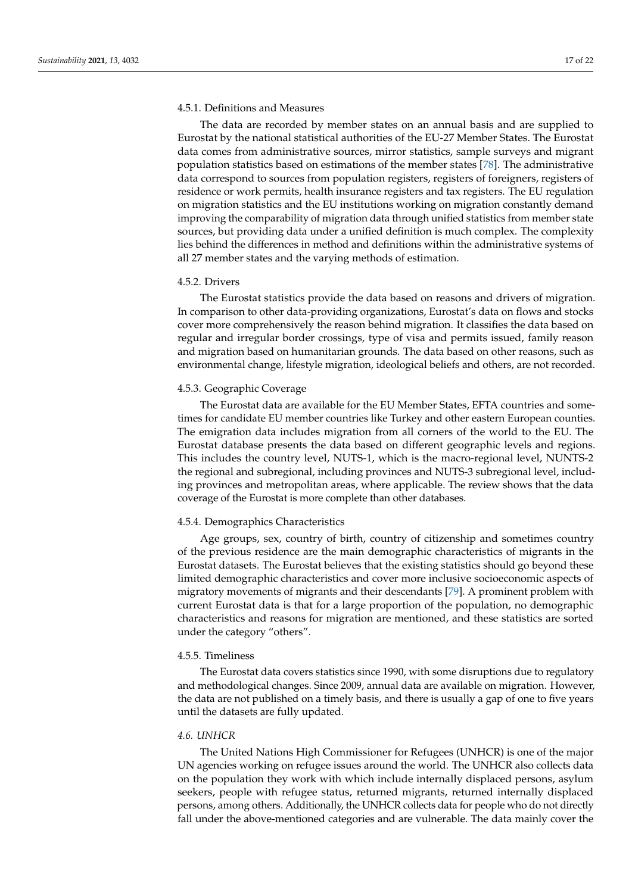#### 4.5.1. Definitions and Measures

The data are recorded by member states on an annual basis and are supplied to Eurostat by the national statistical authorities of the EU-27 Member States. The Eurostat data comes from administrative sources, mirror statistics, sample surveys and migrant population statistics based on estimations of the member states [78]. The administrative data correspond to sources from population registers, registers of foreigners, registers of residence or work permits, health insurance registers and tax registers. The EU regulation on migration statistics and the EU institutions working on migration constantly demand improving the comparability of migration data through unified statistics from member state sources, but providing data under a unified definition is much complex. The complexity lies behind the differences in method and definitions within the administrative systems of all 27 member states and the varying methods of estimation.

#### 4.5.2. Drivers

The Eurostat statistics provide the data based on reasons and drivers of migration. In comparison to other data-providing organizations, Eurostat's data on flows and stocks cover more comprehensively the reason behind migration. It classifies the data based on regular and irregular border crossings, type of visa and permits issued, family reason and migration based on humanitarian grounds. The data based on other reasons, such as environmental change, lifestyle migration, ideological beliefs and others, are not recorded.

#### 4.5.3. Geographic Coverage

The Eurostat data are available for the EU Member States, EFTA countries and sometimes for candidate EU member countries like Turkey and other eastern European counties. The emigration data includes migration from all corners of the world to the EU. The Eurostat database presents the data based on different geographic levels and regions. This includes the country level, NUTS-1, which is the macro-regional level, NUNTS-2 the regional and subregional, including provinces and NUTS-3 subregional level, including provinces and metropolitan areas, where applicable. The review shows that the data coverage of the Eurostat is more complete than other databases.

#### 4.5.4. Demographics Characteristics

Age groups, sex, country of birth, country of citizenship and sometimes country of the previous residence are the main demographic characteristics of migrants in the Eurostat datasets. The Eurostat believes that the existing statistics should go beyond these limited demographic characteristics and cover more inclusive socioeconomic aspects of migratory movements of migrants and their descendants [79]. A prominent problem with current Eurostat data is that for a large proportion of the population, no demographic characteristics and reasons for migration are mentioned, and these statistics are sorted under the category "others".

#### 4.5.5. Timeliness

The Eurostat data covers statistics since 1990, with some disruptions due to regulatory and methodological changes. Since 2009, annual data are available on migration. However, the data are not published on a timely basis, and there is usually a gap of one to five years until the datasets are fully updated.

### *4.6. UNHCR*

The United Nations High Commissioner for Refugees (UNHCR) is one of the major UN agencies working on refugee issues around the world. The UNHCR also collects data on the population they work with which include internally displaced persons, asylum seekers, people with refugee status, returned migrants, returned internally displaced persons, among others. Additionally, the UNHCR collects data for people who do not directly fall under the above-mentioned categories and are vulnerable. The data mainly cover the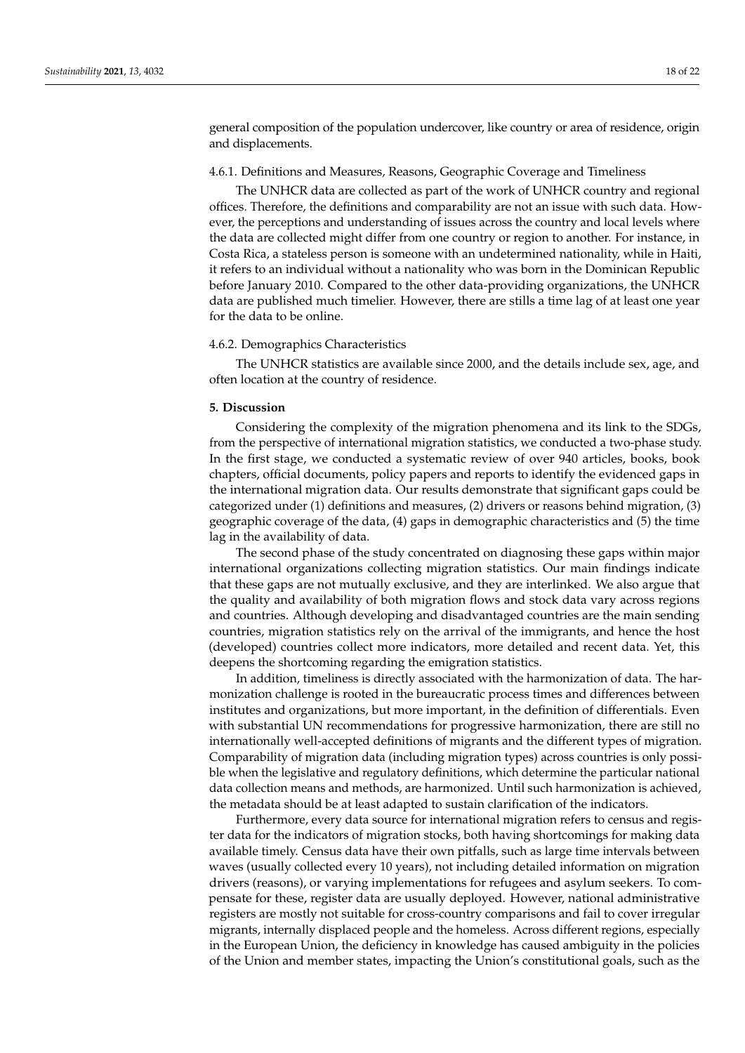general composition of the population undercover, like country or area of residence, origin and displacements.

#### 4.6.1. Definitions and Measures, Reasons, Geographic Coverage and Timeliness

The UNHCR data are collected as part of the work of UNHCR country and regional offices. Therefore, the definitions and comparability are not an issue with such data. However, the perceptions and understanding of issues across the country and local levels where the data are collected might differ from one country or region to another. For instance, in Costa Rica, a stateless person is someone with an undetermined nationality, while in Haiti, it refers to an individual without a nationality who was born in the Dominican Republic before January 2010. Compared to the other data-providing organizations, the UNHCR data are published much timelier. However, there are stills a time lag of at least one year for the data to be online.

#### 4.6.2. Demographics Characteristics

The UNHCR statistics are available since 2000, and the details include sex, age, and often location at the country of residence.

## 5. Discussion

Considering the complexity of the migration phenomena and its link to the SDGs, from the perspective of international migration statistics, we conducted a two-phase study. In the first stage, we conducted a systematic review of over 940 articles, books, book chapters, official documents, policy papers and reports to identify the evidenced gaps in the international migration data. Our results demonstrate that significant gaps could be categorized under (1) definitions and measures, (2) drivers or reasons behind migration, (3) geographic coverage of the data, (4) gaps in demographic characteristics and (5) the time lag in the availability of data.

The second phase of the study concentrated on diagnosing these gaps within major international organizations collecting migration statistics. Our main findings indicate that these gaps are not mutually exclusive, and they are interlinked. We also argue that the quality and availability of both migration flows and stock data vary across regions and countries. Although developing and disadvantaged countries are the main sending countries, migration statistics rely on the arrival of the immigrants, and hence the host (developed) countries collect more indicators, more detailed and recent data. Yet, this deepens the shortcoming regarding the emigration statistics.

In addition, timeliness is directly associated with the harmonization of data. The harmonization challenge is rooted in the bureaucratic process times and differences between institutes and organizations, but more important, in the definition of differentials. Even with substantial UN recommendations for progressive harmonization, there are still no internationally well-accepted definitions of migrants and the different types of migration. Comparability of migration data (including migration types) across countries is only possible when the legislative and regulatory definitions, which determine the particular national data collection means and methods, are harmonized. Until such harmonization is achieved, the metadata should be at least adapted to sustain clarification of the indicators.

Furthermore, every data source for international migration refers to census and register data for the indicators of migration stocks, both having shortcomings for making data available timely. Census data have their own pitfalls, such as large time intervals between waves (usually collected every 10 years), not including detailed information on migration drivers (reasons), or varying implementations for refugees and asylum seekers. To compensate for these, register data are usually deployed. However, national administrative registers are mostly not suitable for cross-country comparisons and fail to cover irregular migrants, internally displaced people and the homeless. Across different regions, especially in the European Union, the deficiency in knowledge has caused ambiguity in the policies of the Union and member states, impacting the Union's constitutional goals, such as the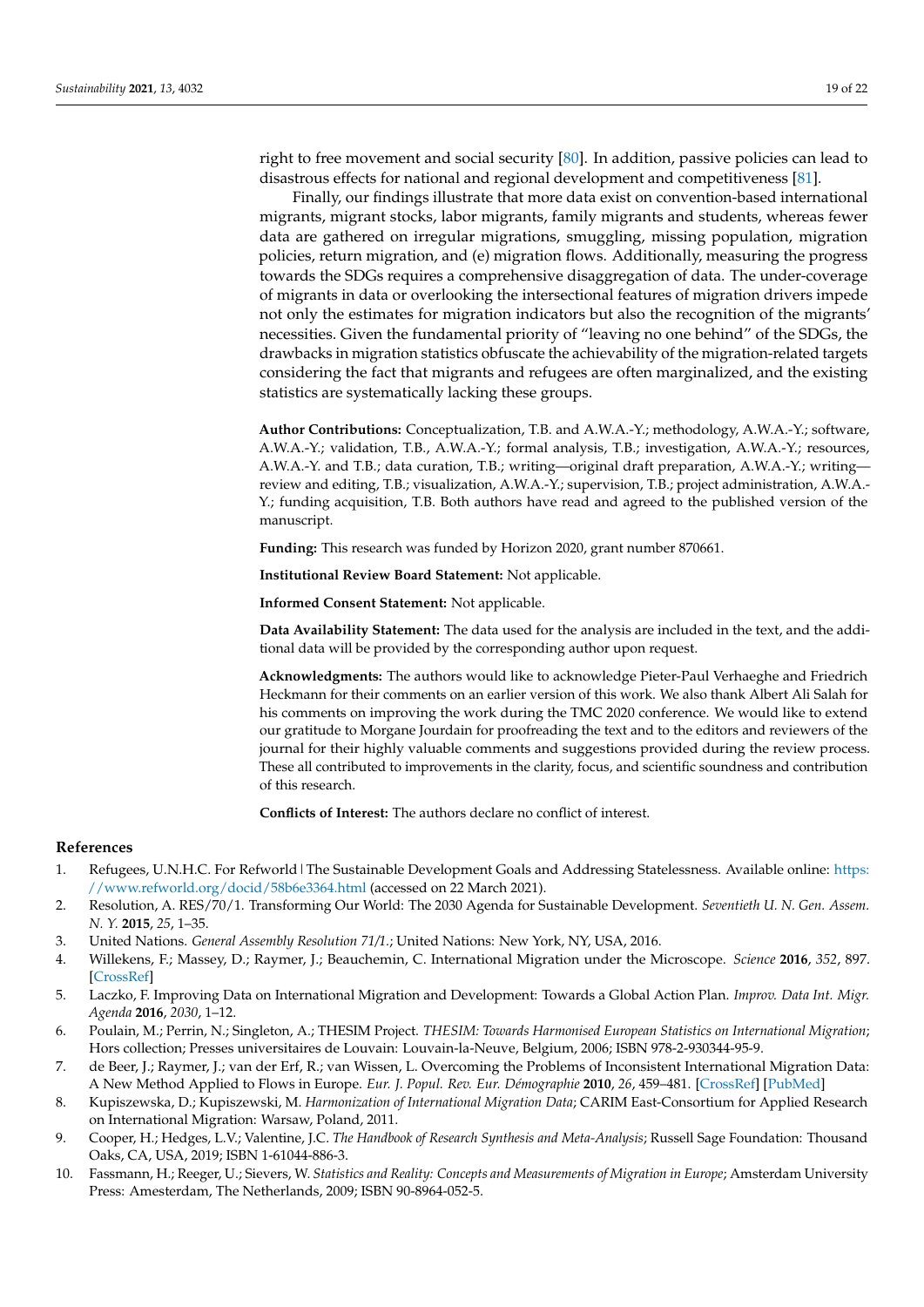right to free movement and social security [80]. In addition, passive policies can lead to disastrous effects for national and regional development and competitiveness [81].

Finally, our findings illustrate that more data exist on convention-based international migrants, migrant stocks, labor migrants, family migrants and students, whereas fewer data are gathered on irregular migrations, smuggling, missing population, migration policies, return migration, and (e) migration flows. Additionally, measuring the progress towards the SDGs requires a comprehensive disaggregation of data. The under-coverage of migrants in data or overlooking the intersectional features of migration drivers impede not only the estimates for migration indicators but also the recognition of the migrants' necessities. Given the fundamental priority of "leaving no one behind" of the SDGs, the drawbacks in migration statistics obfuscate the achievability of the migration-related targets considering the fact that migrants and refugees are often marginalized, and the existing statistics are systematically lacking these groups.

**Author Contributions:** Conceptualization, T.B. and A.W.A.-Y.; methodology, A.W.A.-Y.; software, A.W.A.-Y.; validation, T.B., A.W.A.-Y.; formal analysis, T.B.; investigation, A.W.A.-Y.; resources, A.W.A.-Y. and T.B.; data curation, T.B.; writing—original draft preparation, A.W.A.-Y.; writing—review and editing, T.B.; visualization, A.W.A.-Y.; supervision, T.B.; project administration, A.W.A.-Y.; funding acquisition, T.B. Both authors have read and agreed to the published version of the manuscript.

**Funding:** This research was funded by Horizon 2020, grant number 870661.

**Institutional Review Board Statement:** Not applicable.

**Informed Consent Statement:** Not applicable.

**Data Availability Statement:** The data used for the analysis are included in the text, and the additional data will be provided by the corresponding author upon request.

**Acknowledgments:** The authors would like to acknowledge Pieter-Paul Verhaeghe and Friedrich Heckmann for their comments on an earlier version of this work. We also thank Albert Ali Salah for his comments on improving the work during the TMC 2020 conference. We would like to extend our gratitude to Morgane Jourdain for proofreading the text and to the editors and reviewers of the journal for their highly valuable comments and suggestions provided during the review process. These all contributed to improvements in the clarity, focus, and scientific soundness and contribution of this research.

**Conflicts of Interest:** The authors declare no conflict of interest.

## References

1. Refugees, U.N.H.C. For Refworld | The Sustainable Development Goals and Addressing Statelessness. Available online: https://www.refworld.org/docid/58b6e3364.html (accessed on 22 March 2021).
2. Resolution, A. RES/70/1. Transforming Our World: The 2030 Agenda for Sustainable Development. *Seventieth U. N. Gen. Assem. N. Y.* **2015**, *25*, 1–35.
3. United Nations. *General Assembly Resolution 71/1.*; United Nations: New York, NY, USA, 2016.
4. Willekens, F.; Massey, D.; Raymer, J.; Beauchemin, C. International Migration under the Microscope. *Science* **2016**, *352*, 897. [CrossRef]
5. Laczko, F. Improving Data on International Migration and Development: Towards a Global Action Plan. *Improv. Data Int. Migr. Agenda* **2016**, *2030*, 1–12.
6. Poulain, M.; Perrin, N.; Singleton, A.; THESIM Project. *THESIM: Towards Harmonised European Statistics on International Migration*; Hors collection; Presses universitaires de Louvain: Louvain-la-Neuve, Belgium, 2006; ISBN 978-2-930344-95-9.
7. de Beer, J.; Raymer, J.; van der Erf, R.; van Wissen, L. Overcoming the Problems of Inconsistent International Migration Data: A New Method Applied to Flows in Europe. *Eur. J. Popul. Rev. Eur. Démographie* **2010**, *26*, 459–481. [CrossRef] [PubMed]
8. Kupiszewska, D.; Kupiszewski, M. *Harmonization of International Migration Data*; CARIM East-Consortium for Applied Research on International Migration: Warsaw, Poland, 2011.
9. Cooper, H.; Hedges, L.V.; Valentine, J.C. *The Handbook of Research Synthesis and Meta-Analysis*; Russell Sage Foundation: Thousand Oaks, CA, USA, 2019; ISBN 1-61044-886-3.
10. Fassmann, H.; Reeger, U.; Sievers, W. *Statistics and Reality: Concepts and Measurements of Migration in Europe*; Amsterdam University Press: Amesterdam, The Netherlands, 2009; ISBN 90-8964-052-5.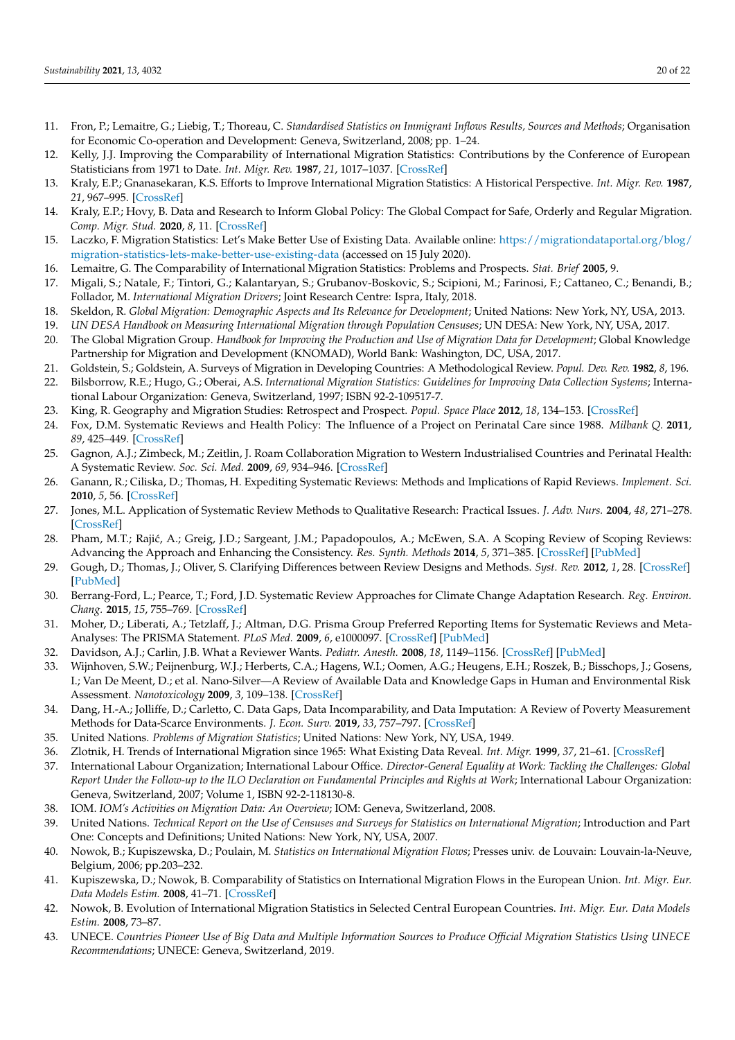11. Fron, P.; Lemaitre, G.; Liebig, T.; Thoreau, C. *Standardised Statistics on Immigrant Inflows Results, Sources and Methods*; Organisation for Economic Co-operation and Development: Geneva, Switzerland, 2008; pp. 1–24.
12. Kelly, J.J. Improving the Comparability of International Migration Statistics: Contributions by the Conference of European Statisticians from 1971 to Date. *Int. Migr. Rev.* **1987**, *21*, 1017–1037. [CrossRef]
13. Kraly, E.P.; Gnanasekaran, K.S. Efforts to Improve International Migration Statistics: A Historical Perspective. *Int. Migr. Rev.* **1987**, *21*, 967–995. [CrossRef]
14. Kraly, E.P.; Hovy, B. Data and Research to Inform Global Policy: The Global Compact for Safe, Orderly and Regular Migration. *Comp. Migr. Stud.* **2020**, *8*, 11. [CrossRef]
15. Laczko, F. Migration Statistics: Let's Make Better Use of Existing Data. Available online: https://migrationdataportal.org/blog/migration-statistics-lets-make-better-use-existing-data (accessed on 15 July 2020).
16. Lemaitre, G. The Comparability of International Migration Statistics: Problems and Prospects. *Stat. Brief* **2005**, 9.
17. Migali, S.; Natale, F.; Tintori, G.; Kalantaryan, S.; Grubanov-Boskovic, S.; Scipioni, M.; Farinosi, F.; Cattaneo, C.; Benandi, B.; Follador, M. *International Migration Drivers*; Joint Research Centre: Ispra, Italy, 2018.
18. Skeldon, R. *Global Migration: Demographic Aspects and Its Relevance for Development*; United Nations: New York, NY, USA, 2013.
19. *UN DESA Handbook on Measuring International Migration through Population Censuses*; UN DESA: New York, NY, USA, 2017.
20. The Global Migration Group. *Handbook for Improving the Production and Use of Migration Data for Development*; Global Knowledge Partnership for Migration and Development (KNOMAD), World Bank: Washington, DC, USA, 2017.
21. Goldstein, S.; Goldstein, A. Surveys of Migration in Developing Countries: A Methodological Review. *Popul. Dev. Rev.* **1982**, *8*, 196.
22. Bilsborrow, R.E.; Hugo, G.; Oberai, A.S. *International Migration Statistics: Guidelines for Improving Data Collection Systems*; International Labour Organization: Geneva, Switzerland, 1997; ISBN 92-2-109517-7.
23. King, R. Geography and Migration Studies: Retrospect and Prospect. *Popul. Space Place* **2012**, *18*, 134–153. [CrossRef]
24. Fox, D.M. Systematic Reviews and Health Policy: The Influence of a Project on Perinatal Care since 1988. *Milbank Q.* **2011**, *89*, 425–449. [CrossRef]
25. Gagnon, A.J.; Zimbeck, M.; Zeitlin, J. Roam Collaboration Migration to Western Industrialised Countries and Perinatal Health: A Systematic Review. *Soc. Sci. Med.* **2009**, *69*, 934–946. [CrossRef]
26. Ganann, R.; Ciliska, D.; Thomas, H. Expediting Systematic Reviews: Methods and Implications of Rapid Reviews. *Implement. Sci.* **2010**, *5*, 56. [CrossRef]
27. Jones, M.L. Application of Systematic Review Methods to Qualitative Research: Practical Issues. *J. Adv. Nurs.* **2004**, *48*, 271–278. [CrossRef]
28. Pham, M.T.; Rajić, A.; Greig, J.D.; Sargeant, J.M.; Papadopoulos, A.; McEwen, S.A. A Scoping Review of Scoping Reviews: Advancing the Approach and Enhancing the Consistency. *Res. Synth. Methods* **2014**, *5*, 371–385. [CrossRef] [PubMed]
29. Gough, D.; Thomas, J.; Oliver, S. Clarifying Differences between Review Designs and Methods. *Syst. Rev.* **2012**, *1*, 28. [CrossRef] [PubMed]
30. Berrang-Ford, L.; Pearce, T.; Ford, J.D. Systematic Review Approaches for Climate Change Adaptation Research. *Reg. Environ. Chang.* **2015**, *15*, 755–769. [CrossRef]
31. Moher, D.; Liberati, A.; Tetzlaff, J.; Altman, D.G. Prisma Group Preferred Reporting Items for Systematic Reviews and Meta-Analyses: The PRISMA Statement. *PLoS Med.* **2009**, *6*, e1000097. [CrossRef] [PubMed]
32. Davidson, A.J.; Carlin, J.B. What a Reviewer Wants. *Pediatr. Anesth.* **2008**, *18*, 1149–1156. [CrossRef] [PubMed]
33. Wijnhoven, S.W.; Peijnenburg, W.J.; Herberts, C.A.; Hagens, W.I.; Oomen, A.G.; Heugens, E.H.; Roszek, B.; Bisschops, J.; Gosens, I.; Van De Meent, D.; et al. Nano-Silver—A Review of Available Data and Knowledge Gaps in Human and Environmental Risk Assessment. *Nanotoxicology* **2009**, *3*, 109–138. [CrossRef]
34. Dang, H.-A.; Jolliffe, D.; Carletto, C. Data Gaps, Data Incomparability, and Data Imputation: A Review of Poverty Measurement Methods for Data-Scarce Environments. *J. Econ. Surv.* **2019**, *33*, 757–797. [CrossRef]
35. United Nations. *Problems of Migration Statistics*; United Nations: New York, NY, USA, 1949.
36. Zlotnik, H. Trends of International Migration since 1965: What Existing Data Reveal. *Int. Migr.* **1999**, *37*, 21–61. [CrossRef]
37. International Labour Organization; International Labour Office. *Director-General Equality at Work: Tackling the Challenges: Global Report Under the Follow-up to the ILO Declaration on Fundamental Principles and Rights at Work*; International Labour Organization: Geneva, Switzerland, 2007; Volume 1, ISBN 92-2-118130-8.
38. IOM. *IOM's Activities on Migration Data: An Overview*; IOM: Geneva, Switzerland, 2008.
39. United Nations. *Technical Report on the Use of Censuses and Surveys for Statistics on International Migration*; Introduction and Part One: Concepts and Definitions; United Nations: New York, NY, USA, 2007.
40. Nowok, B.; Kupiszewska, D.; Poulain, M. *Statistics on International Migration Flows*; Presses univ. de Louvain: Louvain-la-Neuve, Belgium, 2006; pp.203–232.
41. Kupiszewska, D.; Nowok, B. Comparability of Statistics on International Migration Flows in the European Union. *Int. Migr. Eur. Data Models Estim.* **2008**, 41–71. [CrossRef]
42. Nowok, B. Evolution of International Migration Statistics in Selected Central European Countries. *Int. Migr. Eur. Data Models Estim.* **2008**, 73–87.
43. UNECE. *Countries Pioneer Use of Big Data and Multiple Information Sources to Produce Official Migration Statistics Using UNECE Recommendations*; UNECE: Geneva, Switzerland, 2019.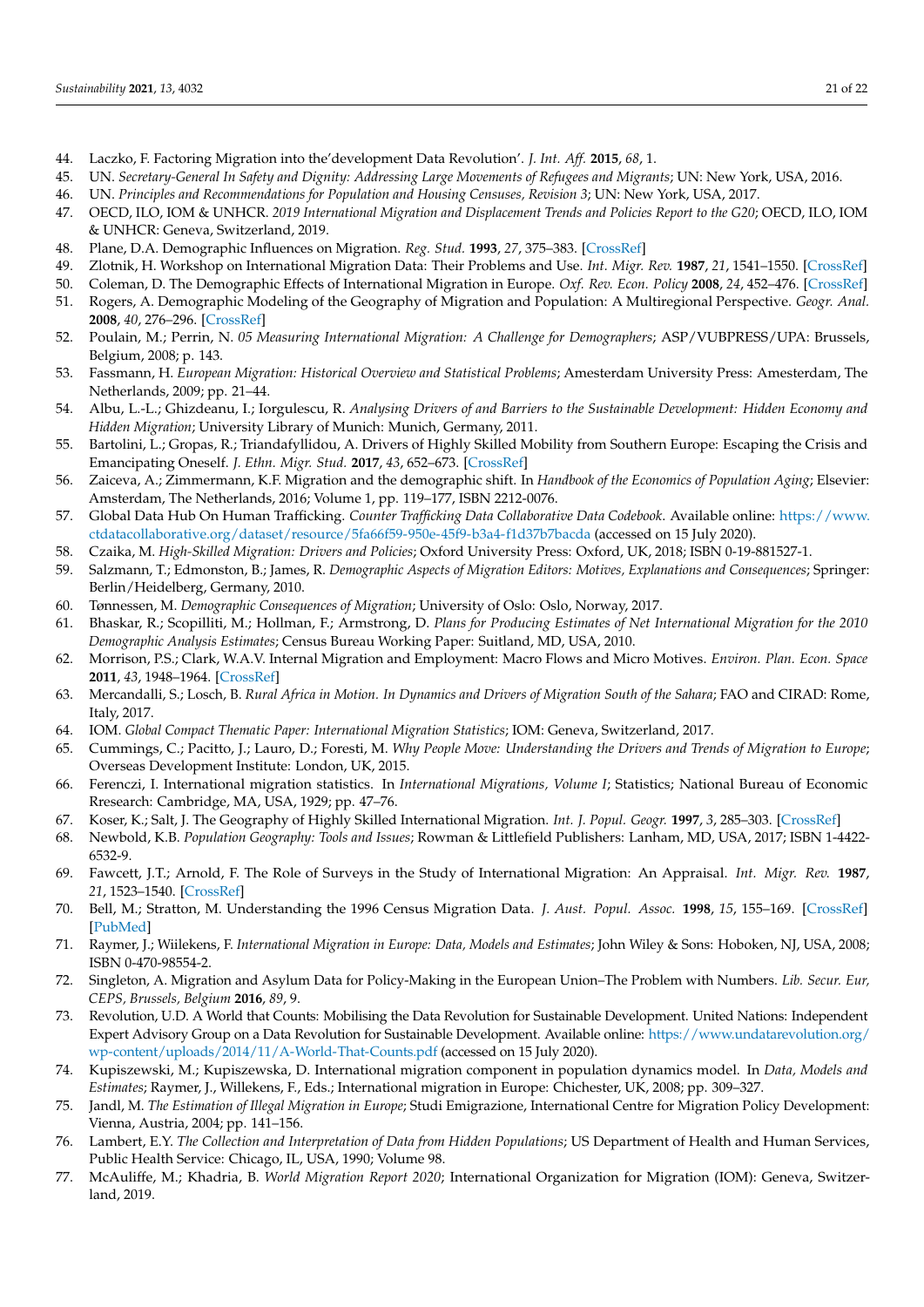44. Laczko, F. Factoring Migration into the'development Data Revolution'. *J. Int. Aff.* **2015**, *68*, 1.
45. UN. *Secretary-General In Safety and Dignity: Addressing Large Movements of Refugees and Migrants*; UN: New York, USA, 2016.
46. UN. *Principles and Recommendations for Population and Housing Censuses, Revision 3*; UN: New York, USA, 2017.
47. OECD, ILO, IOM & UNHCR. *2019 International Migration and Displacement Trends and Policies Report to the G20*; OECD, ILO, IOM & UNHCR: Geneva, Switzerland, 2019.
48. Plane, D.A. Demographic Influences on Migration. *Reg. Stud.* **1993**, *27*, 375–383. [CrossRef]
49. Zlotnik, H. Workshop on International Migration Data: Their Problems and Use. *Int. Migr. Rev.* **1987**, *21*, 1541–1550. [CrossRef]
50. Coleman, D. The Demographic Effects of International Migration in Europe. *Oxf. Rev. Econ. Policy* **2008**, *24*, 452–476. [CrossRef]
51. Rogers, A. Demographic Modeling of the Geography of Migration and Population: A Multiregional Perspective. *Geogr. Anal.* **2008**, *40*, 276–296. [CrossRef]
52. Poulain, M.; Perrin, N. *05 Measuring International Migration: A Challenge for Demographers*; ASP/VUBPRESS/UPA: Brussels, Belgium, 2008; p. 143.
53. Fassmann, H. *European Migration: Historical Overview and Statistical Problems*; Amesterdam University Press: Amesterdam, The Netherlands, 2009; pp. 21–44.
54. Albu, L.-L.; Ghizdeanu, I.; Iorgulescu, R. *Analysing Drivers of and Barriers to the Sustainable Development: Hidden Economy and Hidden Migration*; University Library of Munich: Munich, Germany, 2011.
55. Bartolini, L.; Gropas, R.; Triandafyllidou, A. Drivers of Highly Skilled Mobility from Southern Europe: Escaping the Crisis and Emancipating Oneself. *J. Ethn. Migr. Stud.* **2017**, *43*, 652–673. [CrossRef]
56. Zaiceva, A.; Zimmermann, K.F. Migration and the demographic shift. In *Handbook of the Economics of Population Aging*; Elsevier: Amsterdam, The Netherlands, 2016; Volume 1, pp. 119–177, ISBN 2212-0076.
57. Global Data Hub On Human Trafficking. *Counter Trafficking Data Collaborative Data Codebook*. Available online: https://www.ctdatacollaborative.org/dataset/resource/5fa66f59-950e-45f9-b3a4-f1d37b7bacda (accessed on 15 July 2020).
58. Czaika, M. *High-Skilled Migration: Drivers and Policies*; Oxford University Press: Oxford, UK, 2018; ISBN 0-19-881527-1.
59. Salzmann, T.; Edmonston, B.; James, R. *Demographic Aspects of Migration Editors: Motives, Explanations and Consequences*; Springer: Berlin/Heidelberg, Germany, 2010.
60. Tønnessen, M. *Demographic Consequences of Migration*; University of Oslo: Oslo, Norway, 2017.
61. Bhaskar, R.; Scopilliti, M.; Hollman, F.; Armstrong, D. *Plans for Producing Estimates of Net International Migration for the 2010 Demographic Analysis Estimates*; Census Bureau Working Paper: Suitland, MD, USA, 2010.
62. Morrison, P.S.; Clark, W.A.V. Internal Migration and Employment: Macro Flows and Micro Motives. *Environ. Plan. Econ. Space* **2011**, *43*, 1948–1964. [CrossRef]
63. Mercandalli, S.; Losch, B. *Rural Africa in Motion. In Dynamics and Drivers of Migration South of the Sahara*; FAO and CIRAD: Rome, Italy, 2017.
64. IOM. *Global Compact Thematic Paper: International Migration Statistics*; IOM: Geneva, Switzerland, 2017.
65. Cummings, C.; Pacitto, J.; Lauro, D.; Foresti, M. *Why People Move: Understanding the Drivers and Trends of Migration to Europe*; Overseas Development Institute: London, UK, 2015.
66. Ferenczi, I. International migration statistics. In *International Migrations, Volume I*; Statistics; National Bureau of Economic Rresearch: Cambridge, MA, USA, 1929; pp. 47–76.
67. Koser, K.; Salt, J. The Geography of Highly Skilled International Migration. *Int. J. Popul. Geogr.* **1997**, *3*, 285–303. [CrossRef]
68. Newbold, K.B. *Population Geography: Tools and Issues*; Rowman & Littlefield Publishers: Lanham, MD, USA, 2017; ISBN 1-4422-6532-9.
69. Fawcett, J.T.; Arnold, F. The Role of Surveys in the Study of International Migration: An Appraisal. *Int. Migr. Rev.* **1987**, *21*, 1523–1540. [CrossRef]
70. Bell, M.; Stratton, M. Understanding the 1996 Census Migration Data. *J. Aust. Popul. Assoc.* **1998**, *15*, 155–169. [CrossRef] [PubMed]
71. Raymer, J.; Wiilekens, F. *International Migration in Europe: Data, Models and Estimates*; John Wiley & Sons: Hoboken, NJ, USA, 2008; ISBN 0-470-98554-2.
72. Singleton, A. Migration and Asylum Data for Policy-Making in the European Union–The Problem with Numbers. *Lib. Secur. Eur, CEPS, Brussels, Belgium* **2016**, *89*, 9.
73. Revolution, U.D. A World that Counts: Mobilising the Data Revolution for Sustainable Development. United Nations: Independent Expert Advisory Group on a Data Revolution for Sustainable Development. Available online: https://www.undatarevolution.org/wp-content/uploads/2014/11/A-World-That-Counts.pdf (accessed on 15 July 2020).
74. Kupiszewski, M.; Kupiszewska, D. International migration component in population dynamics model. In *Data, Models and Estimates*; Raymer, J., Willekens, F., Eds.; International migration in Europe: Chichester, UK, 2008; pp. 309–327.
75. Jandl, M. *The Estimation of Illegal Migration in Europe*; Studi Emigrazione, International Centre for Migration Policy Development: Vienna, Austria, 2004; pp. 141–156.
76. Lambert, E.Y. *The Collection and Interpretation of Data from Hidden Populations*; US Department of Health and Human Services, Public Health Service: Chicago, IL, USA, 1990; Volume 98.
77. McAuliffe, M.; Khadria, B. *World Migration Report 2020*; International Organization for Migration (IOM): Geneva, Switzerland, 2019.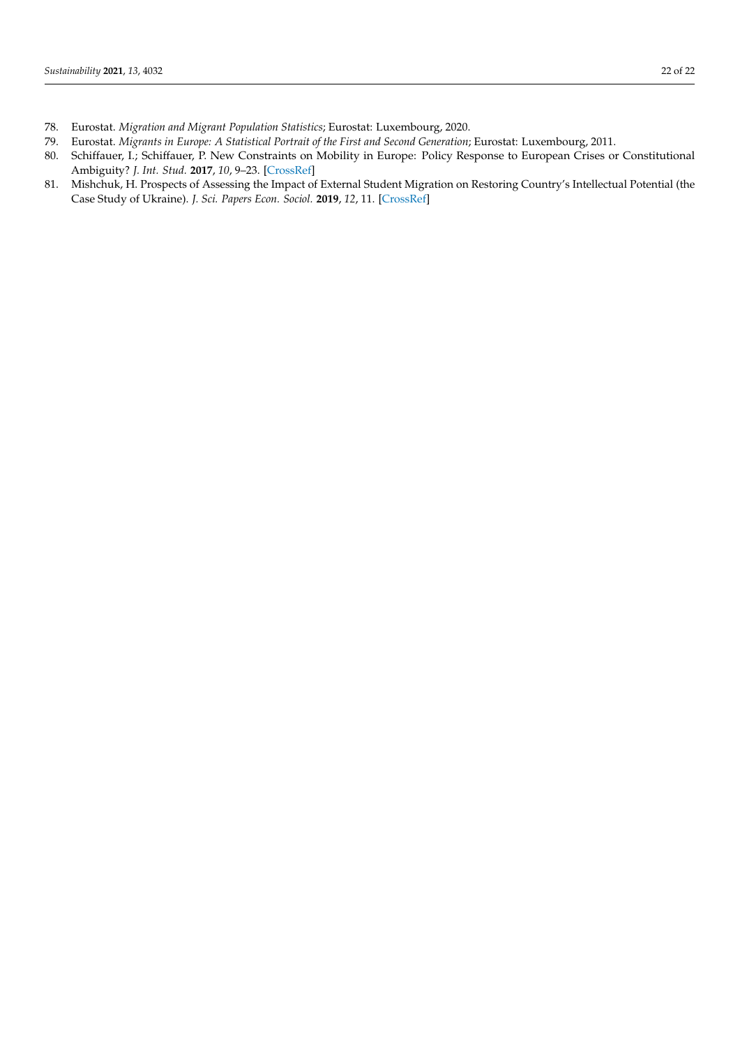78. Eurostat. *Migration and Migrant Population Statistics*; Eurostat: Luxembourg, 2020.
79. Eurostat. *Migrants in Europe: A Statistical Portrait of the First and Second Generation*; Eurostat: Luxembourg, 2011.
80. Schiffauer, I.; Schiffauer, P. New Constraints on Mobility in Europe: Policy Response to European Crises or Constitutional Ambiguity? *J. Int. Stud.* **2017**, *10*, 9–23. [CrossRef]
81. Mishchuk, H. Prospects of Assessing the Impact of External Student Migration on Restoring Country's Intellectual Potential (the Case Study of Ukraine). *J. Sci. Papers Econ. Sociol.* **2019**, *12*, 11. [CrossRef]